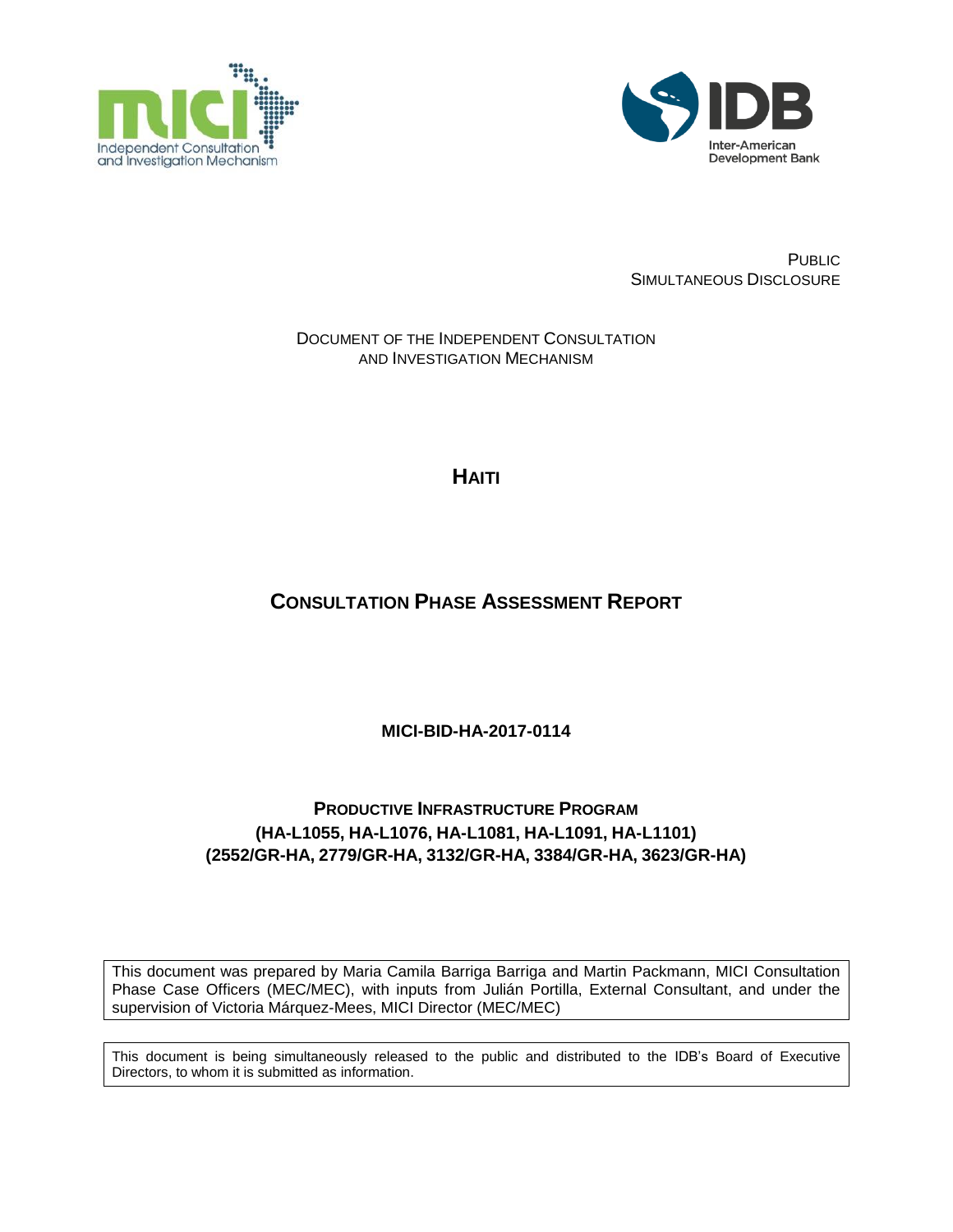Independent Consultation and Investigation Mechanism

Inter-American Development Bank

PUBLIC
SIMULTANEOUS DISCLOSURE

DOCUMENT OF THE INDEPENDENT CONSULTATION AND INVESTIGATION MECHANISM

# HAITI

# CONSULTATION PHASE ASSESSMENT REPORT

**MICI-BID-HA-2017-0114**

## PRODUCTIVE INFRASTRUCTURE PROGRAM
## (HA-L1055, HA-L1076, HA-L1081, HA-L1091, HA-L1101)
## (2552/GR-HA, 2779/GR-HA, 3132/GR-HA, 3384/GR-HA, 3623/GR-HA)

This document was prepared by Maria Camila Barriga Barriga and Martin Packmann, MICI Consultation Phase Case Officers (MEC/MEC), with inputs from Julián Portilla, External Consultant, and under the supervision of Victoria Márquez-Mees, MICI Director (MEC/MEC)

This document is being simultaneously released to the public and distributed to the IDB's Board of Executive Directors, to whom it is submitted as information.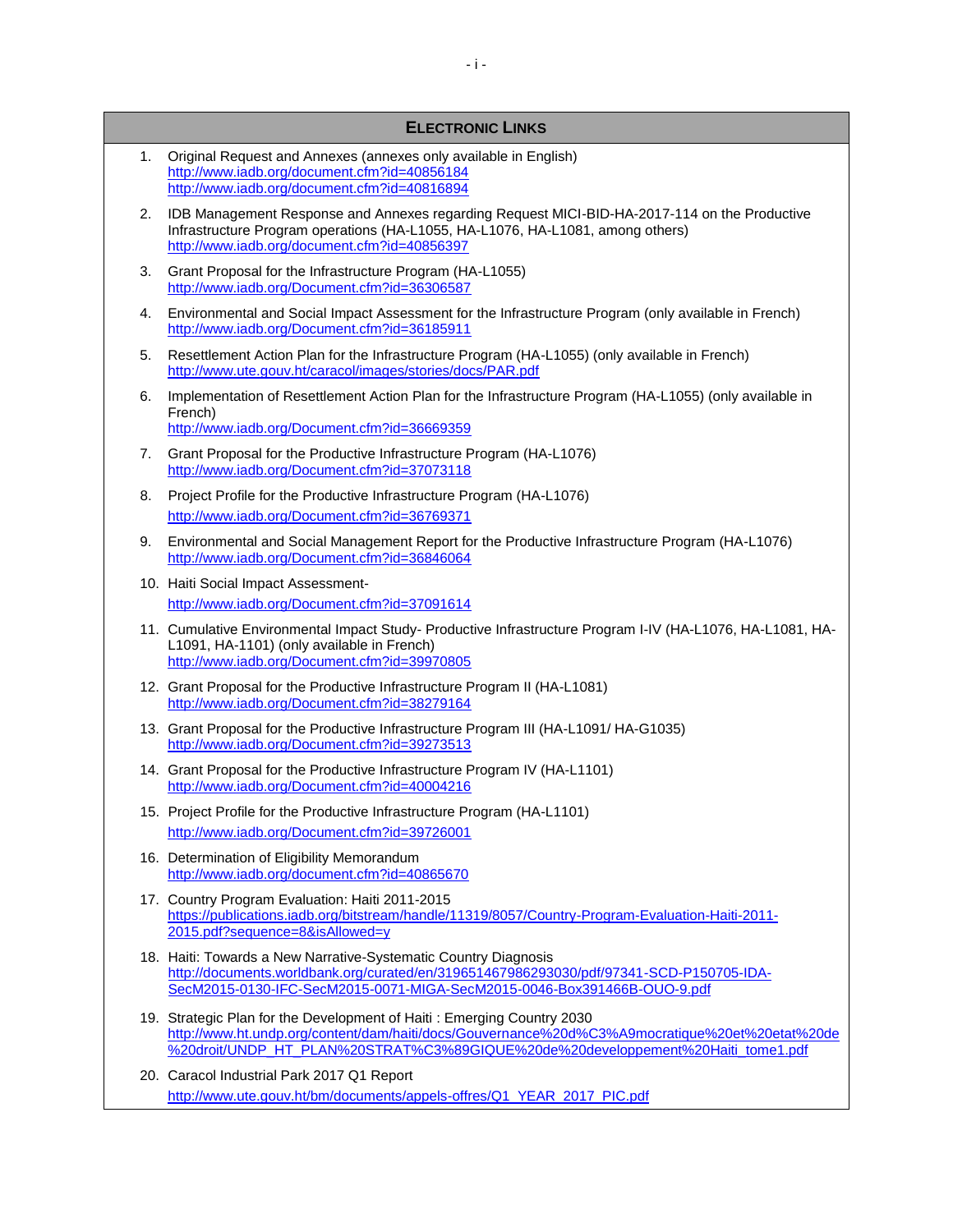## ELECTRONIC LINKS

1. Original Request and Annexes (annexes only available in English)
   http://www.iadb.org/document.cfm?id=40856184
   http://www.iadb.org/document.cfm?id=40816894

2. IDB Management Response and Annexes regarding Request MICI-BID-HA-2017-114 on the Productive Infrastructure Program operations (HA-L1055, HA-L1076, HA-L1081, among others)
   http://www.iadb.org/document.cfm?id=40856397

3. Grant Proposal for the Infrastructure Program (HA-L1055)
   http://www.iadb.org/Document.cfm?id=36306587

4. Environmental and Social Impact Assessment for the Infrastructure Program (only available in French)
   http://www.iadb.org/Document.cfm?id=36185911

5. Resettlement Action Plan for the Infrastructure Program (HA-L1055) (only available in French)
   http://www.ute.gouv.ht/caracol/images/stories/docs/PAR.pdf

6. Implementation of Resettlement Action Plan for the Infrastructure Program (HA-L1055) (only available in French)
   http://www.iadb.org/Document.cfm?id=36669359

7. Grant Proposal for the Productive Infrastructure Program (HA-L1076)
   http://www.iadb.org/Document.cfm?id=37073118

8. Project Profile for the Productive Infrastructure Program (HA-L1076)
   http://www.iadb.org/Document.cfm?id=36769371

9. Environmental and Social Management Report for the Productive Infrastructure Program (HA-L1076)
   http://www.iadb.org/Document.cfm?id=36846064

10. Haiti Social Impact Assessment-
    http://www.iadb.org/Document.cfm?id=37091614

11. Cumulative Environmental Impact Study- Productive Infrastructure Program I-IV (HA-L1076, HA-L1081, HA-L1091, HA-1101) (only available in French)
    http://www.iadb.org/Document.cfm?id=39970805

12. Grant Proposal for the Productive Infrastructure Program II (HA-L1081)
    http://www.iadb.org/Document.cfm?id=38279164

13. Grant Proposal for the Productive Infrastructure Program III (HA-L1091/ HA-G1035)
    http://www.iadb.org/Document.cfm?id=39273513

14. Grant Proposal for the Productive Infrastructure Program IV (HA-L1101)
    http://www.iadb.org/Document.cfm?id=40004216

15. Project Profile for the Productive Infrastructure Program (HA-L1101)
    http://www.iadb.org/Document.cfm?id=39726001

16. Determination of Eligibility Memorandum
    http://www.iadb.org/document.cfm?id=40865670

17. Country Program Evaluation: Haiti 2011-2015
    https://publications.iadb.org/bitstream/handle/11319/8057/Country-Program-Evaluation-Haiti-2011-2015.pdf?sequence=8&isAllowed=y

18. Haiti: Towards a New Narrative-Systematic Country Diagnosis
    http://documents.worldbank.org/curated/en/319651467986293030/pdf/97341-SCD-P150705-IDA-SecM2015-0130-IFC-SecM2015-0071-MIGA-SecM2015-0046-Box391466B-OUO-9.pdf

19. Strategic Plan for the Development of Haiti : Emerging Country 2030
    http://www.ht.undp.org/content/dam/haiti/docs/Gouvernance%20d%C3%A9mocratique%20et%20etat%20de%20droit/UNDP_HT_PLAN%20STRAT%C3%89GIQUE%20de%20developpement%20Haiti_tome1.pdf

20. Caracol Industrial Park 2017 Q1 Report
    http://www.ute.gouv.ht/bm/documents/appels-offres/Q1_YEAR_2017_PIC.pdf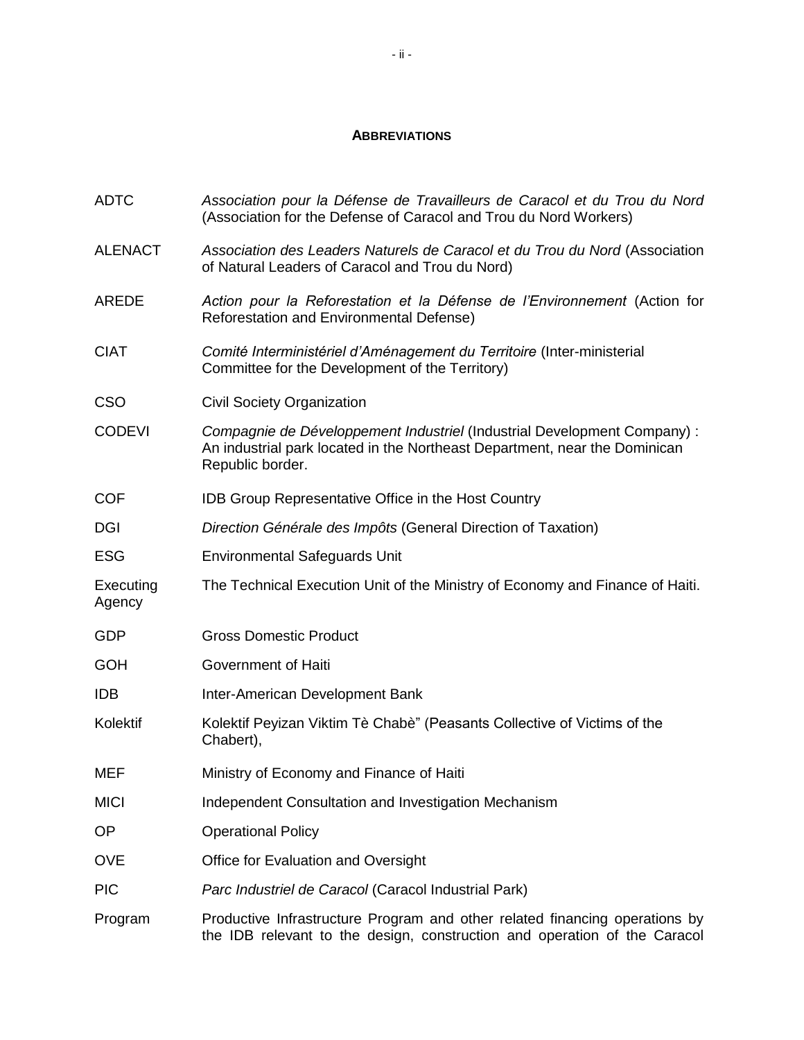## ABBREVIATIONS

| | |
|---|---|
| ADTC | *Association pour la Défense de Travailleurs de Caracol et du Trou du Nord* (Association for the Defense of Caracol and Trou du Nord Workers) |
| ALENACT | *Association des Leaders Naturels de Caracol et du Trou du Nord* (Association of Natural Leaders of Caracol and Trou du Nord) |
| AREDE | *Action pour la Reforestation et la Défense de l'Environnement* (Action for Reforestation and Environmental Defense) |
| CIAT | *Comité Interministériel d'Aménagement du Territoire* (Inter-ministerial Committee for the Development of the Territory) |
| CSO | Civil Society Organization |
| CODEVI | *Compagnie de Développement Industriel* (Industrial Development Company) : An industrial park located in the Northeast Department, near the Dominican Republic border. |
| COF | IDB Group Representative Office in the Host Country |
| DGI | *Direction Générale des Impôts* (General Direction of Taxation) |
| ESG | Environmental Safeguards Unit |
| Executing Agency | The Technical Execution Unit of the Ministry of Economy and Finance of Haiti. |
| GDP | Gross Domestic Product |
| GOH | Government of Haiti |
| IDB | Inter-American Development Bank |
| Kolektif | Kolektif Peyizan Viktim Tè Chabè" (Peasants Collective of Victims of the Chabert), |
| MEF | Ministry of Economy and Finance of Haiti |
| MICI | Independent Consultation and Investigation Mechanism |
| OP | Operational Policy |
| OVE | Office for Evaluation and Oversight |
| PIC | *Parc Industriel de Caracol* (Caracol Industrial Park) |
| Program | Productive Infrastructure Program and other related financing operations by the IDB relevant to the design, construction and operation of the Caracol |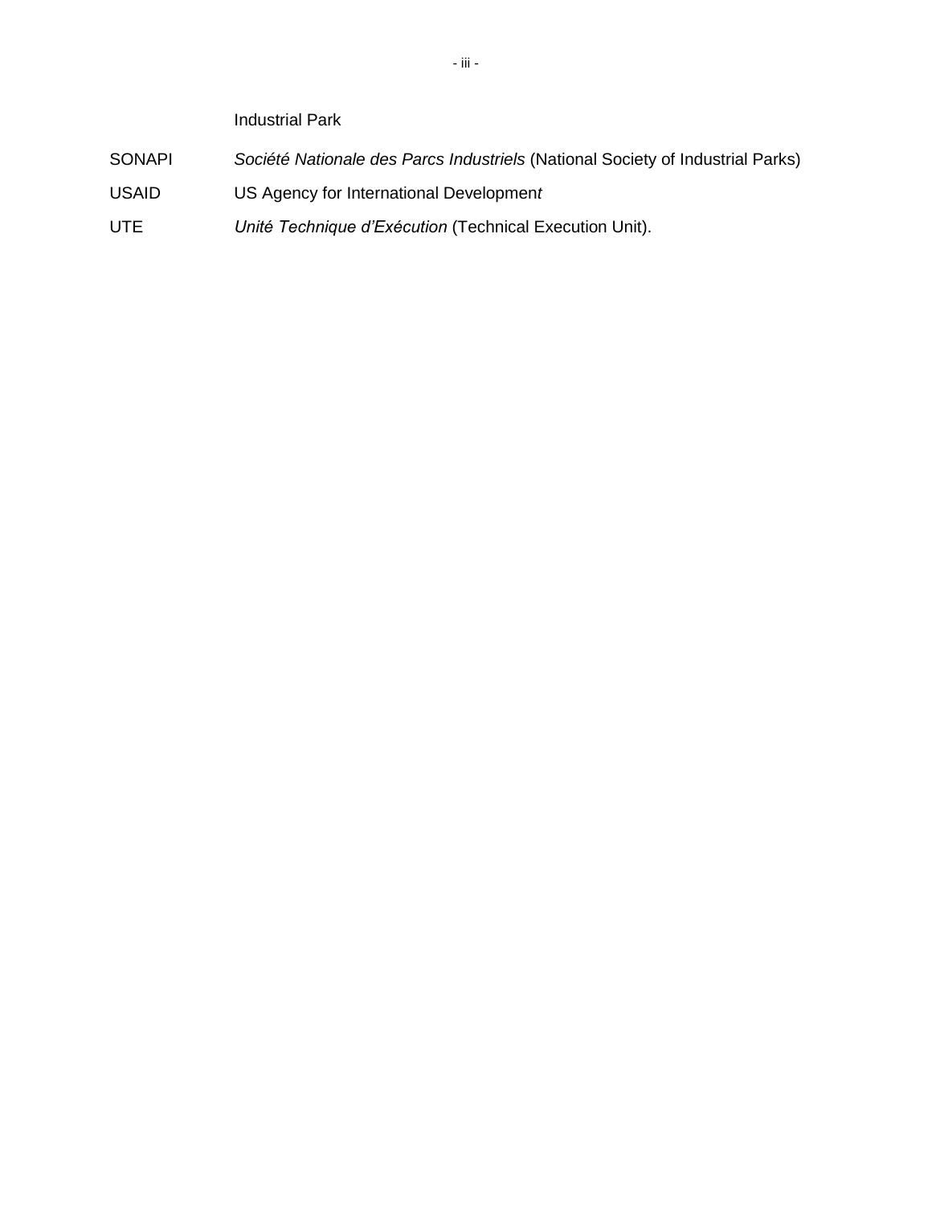Industrial Park

| | |
|---|---|
| SONAPI | *Société Nationale des Parcs Industriels* (National Society of Industrial Parks) |
| USAID | US Agency for International Developmen*t* |
| UTE | *Unité Technique d'Exécution* (Technical Execution Unit). |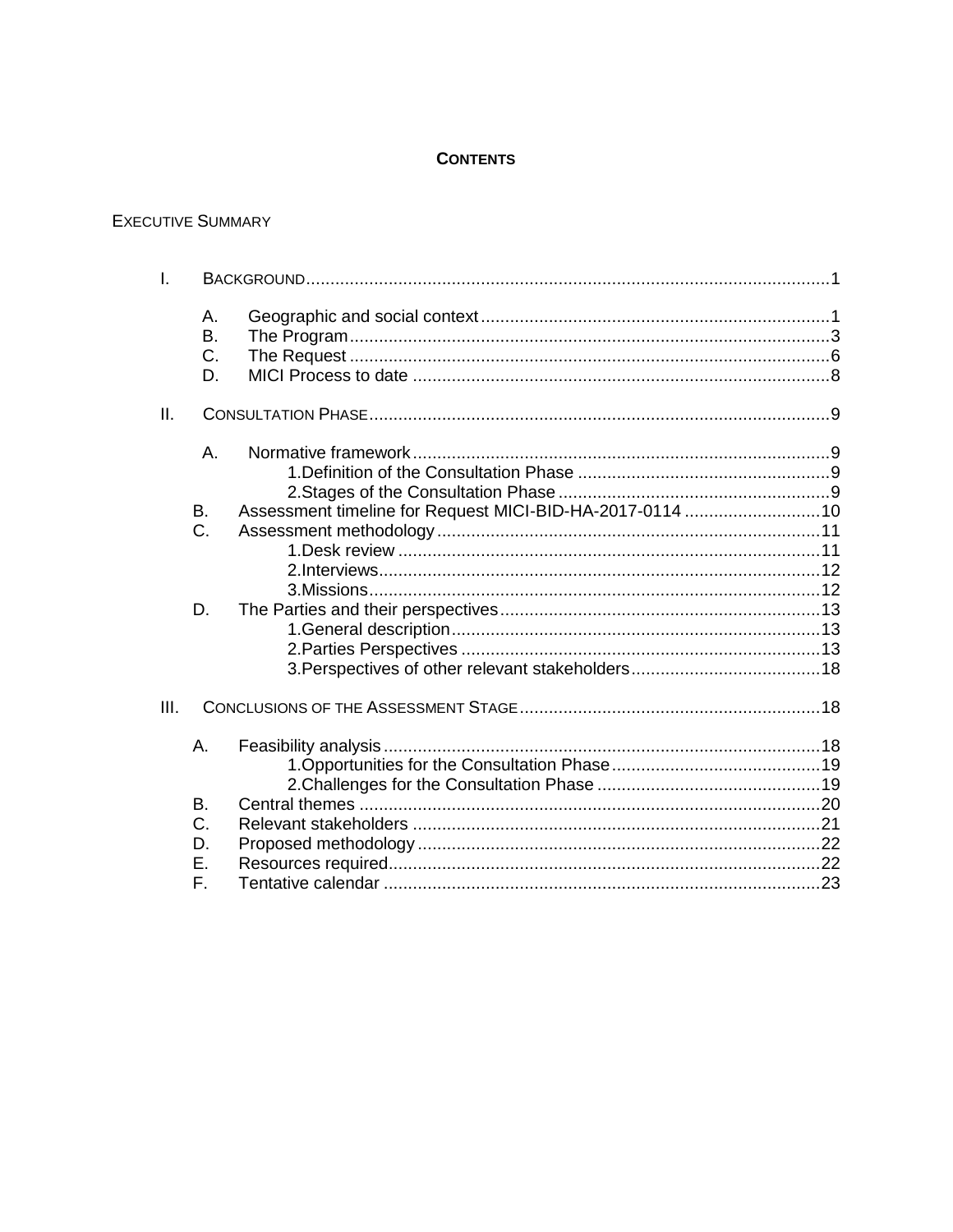# CONTENTS

EXECUTIVE SUMMARY

- I. BACKGROUND....1
  - A. Geographic and social context....1
  - B. The Program....3
  - C. The Request....6
  - D. MICI Process to date....8
- II. CONSULTATION PHASE....9
  - A. Normative framework....9
    - 1. Definition of the Consultation Phase....9
    - 2. Stages of the Consultation Phase....9
  - B. Assessment timeline for Request MICI-BID-HA-2017-0114....10
  - C. Assessment methodology....11
    - 1. Desk review....11
    - 2. Interviews....12
    - 3. Missions....12
  - D. The Parties and their perspectives....13
    - 1. General description....13
    - 2. Parties Perspectives....13
    - 3. Perspectives of other relevant stakeholders....18
- III. CONCLUSIONS OF THE ASSESSMENT STAGE....18
  - A. Feasibility analysis....18
    - 1. Opportunities for the Consultation Phase....19
    - 2. Challenges for the Consultation Phase....19
  - B. Central themes....20
  - C. Relevant stakeholders....21
  - D. Proposed methodology....22
  - E. Resources required....22
  - F. Tentative calendar....23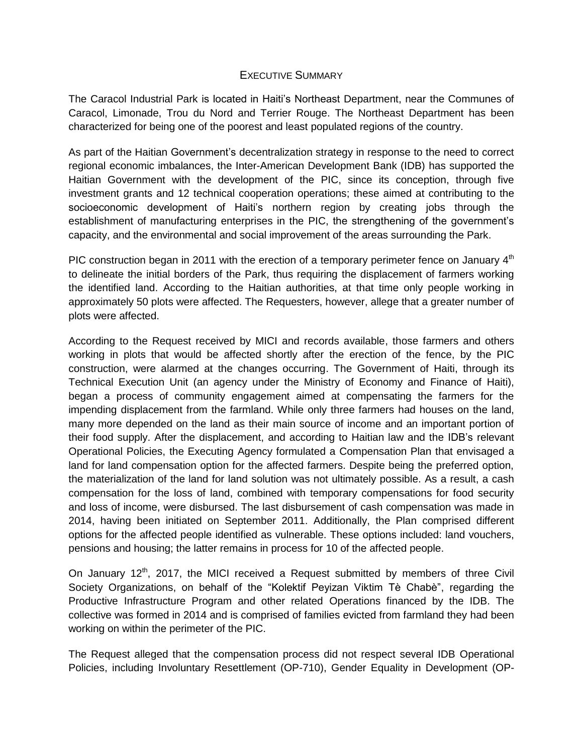# Executive Summary

The Caracol Industrial Park is located in Haiti's Northeast Department, near the Communes of Caracol, Limonade, Trou du Nord and Terrier Rouge. The Northeast Department has been characterized for being one of the poorest and least populated regions of the country.

As part of the Haitian Government's decentralization strategy in response to the need to correct regional economic imbalances, the Inter-American Development Bank (IDB) has supported the Haitian Government with the development of the PIC, since its conception, through five investment grants and 12 technical cooperation operations; these aimed at contributing to the socioeconomic development of Haiti's northern region by creating jobs through the establishment of manufacturing enterprises in the PIC, the strengthening of the government's capacity, and the environmental and social improvement of the areas surrounding the Park.

PIC construction began in 2011 with the erection of a temporary perimeter fence on January 4th to delineate the initial borders of the Park, thus requiring the displacement of farmers working the identified land. According to the Haitian authorities, at that time only people working in approximately 50 plots were affected. The Requesters, however, allege that a greater number of plots were affected.

According to the Request received by MICI and records available, those farmers and others working in plots that would be affected shortly after the erection of the fence, by the PIC construction, were alarmed at the changes occurring. The Government of Haiti, through its Technical Execution Unit (an agency under the Ministry of Economy and Finance of Haiti), began a process of community engagement aimed at compensating the farmers for the impending displacement from the farmland. While only three farmers had houses on the land, many more depended on the land as their main source of income and an important portion of their food supply. After the displacement, and according to Haitian law and the IDB's relevant Operational Policies, the Executing Agency formulated a Compensation Plan that envisaged a land for land compensation option for the affected farmers. Despite being the preferred option, the materialization of the land for land solution was not ultimately possible. As a result, a cash compensation for the loss of land, combined with temporary compensations for food security and loss of income, were disbursed. The last disbursement of cash compensation was made in 2014, having been initiated on September 2011. Additionally, the Plan comprised different options for the affected people identified as vulnerable. These options included: land vouchers, pensions and housing; the latter remains in process for 10 of the affected people.

On January 12th, 2017, the MICI received a Request submitted by members of three Civil Society Organizations, on behalf of the "Kolektif Peyizan Viktim Tè Chabè", regarding the Productive Infrastructure Program and other related Operations financed by the IDB. The collective was formed in 2014 and is comprised of families evicted from farmland they had been working on within the perimeter of the PIC.

The Request alleged that the compensation process did not respect several IDB Operational Policies, including Involuntary Resettlement (OP-710), Gender Equality in Development (OP-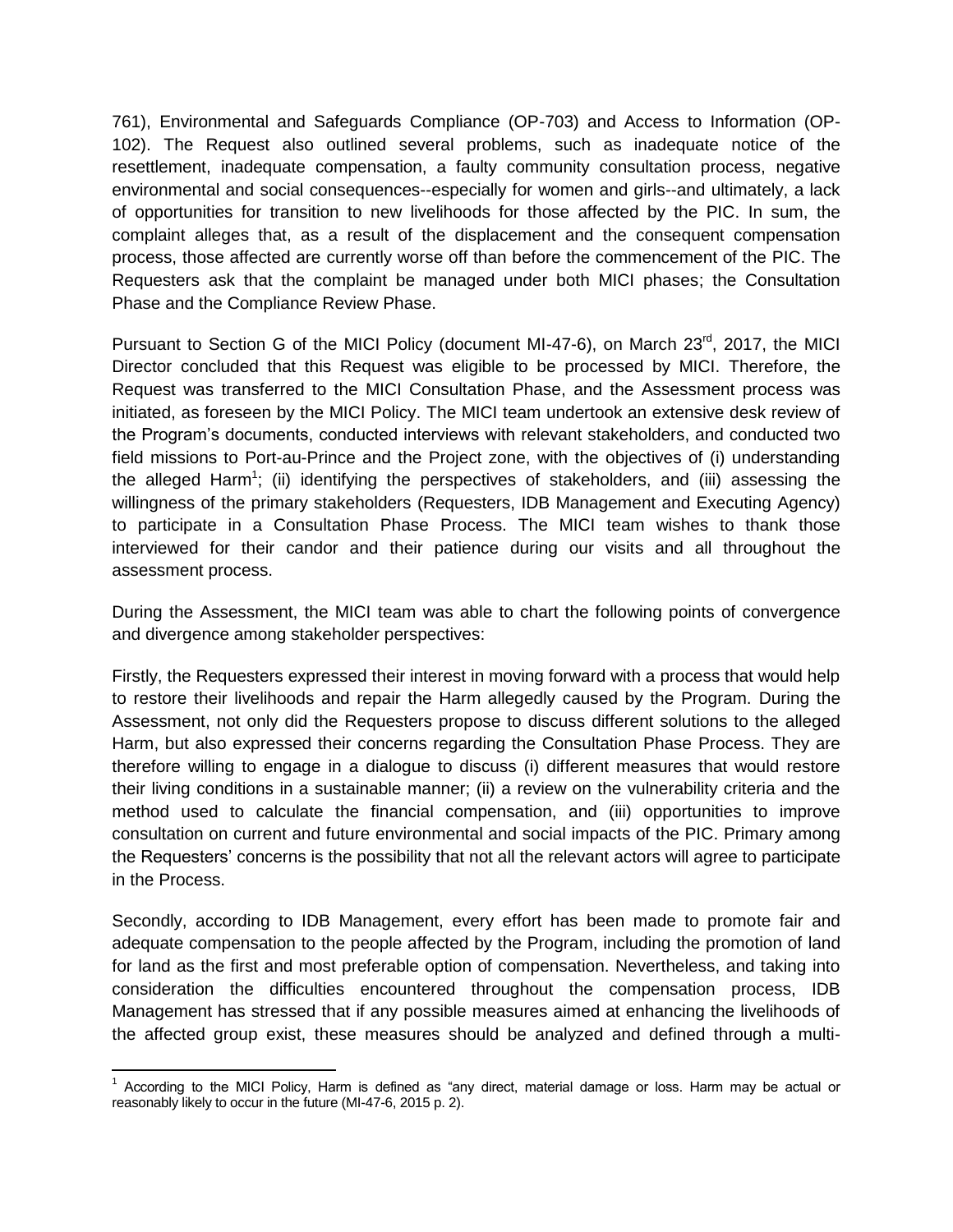761), Environmental and Safeguards Compliance (OP-703) and Access to Information (OP-102). The Request also outlined several problems, such as inadequate notice of the resettlement, inadequate compensation, a faulty community consultation process, negative environmental and social consequences--especially for women and girls--and ultimately, a lack of opportunities for transition to new livelihoods for those affected by the PIC. In sum, the complaint alleges that, as a result of the displacement and the consequent compensation process, those affected are currently worse off than before the commencement of the PIC. The Requesters ask that the complaint be managed under both MICI phases; the Consultation Phase and the Compliance Review Phase.

Pursuant to Section G of the MICI Policy (document MI-47-6), on March 23rd, 2017, the MICI Director concluded that this Request was eligible to be processed by MICI. Therefore, the Request was transferred to the MICI Consultation Phase, and the Assessment process was initiated, as foreseen by the MICI Policy. The MICI team undertook an extensive desk review of the Program's documents, conducted interviews with relevant stakeholders, and conducted two field missions to Port-au-Prince and the Project zone, with the objectives of (i) understanding the alleged Harm[1]; (ii) identifying the perspectives of stakeholders, and (iii) assessing the willingness of the primary stakeholders (Requesters, IDB Management and Executing Agency) to participate in a Consultation Phase Process. The MICI team wishes to thank those interviewed for their candor and their patience during our visits and all throughout the assessment process.

During the Assessment, the MICI team was able to chart the following points of convergence and divergence among stakeholder perspectives:

Firstly, the Requesters expressed their interest in moving forward with a process that would help to restore their livelihoods and repair the Harm allegedly caused by the Program. During the Assessment, not only did the Requesters propose to discuss different solutions to the alleged Harm, but also expressed their concerns regarding the Consultation Phase Process. They are therefore willing to engage in a dialogue to discuss (i) different measures that would restore their living conditions in a sustainable manner; (ii) a review on the vulnerability criteria and the method used to calculate the financial compensation, and (iii) opportunities to improve consultation on current and future environmental and social impacts of the PIC. Primary among the Requesters' concerns is the possibility that not all the relevant actors will agree to participate in the Process.

Secondly, according to IDB Management, every effort has been made to promote fair and adequate compensation to the people affected by the Program, including the promotion of land for land as the first and most preferable option of compensation. Nevertheless, and taking into consideration the difficulties encountered throughout the compensation process, IDB Management has stressed that if any possible measures aimed at enhancing the livelihoods of the affected group exist, these measures should be analyzed and defined through a multi-

[1] According to the MICI Policy, Harm is defined as "any direct, material damage or loss. Harm may be actual or reasonably likely to occur in the future (MI-47-6, 2015 p. 2).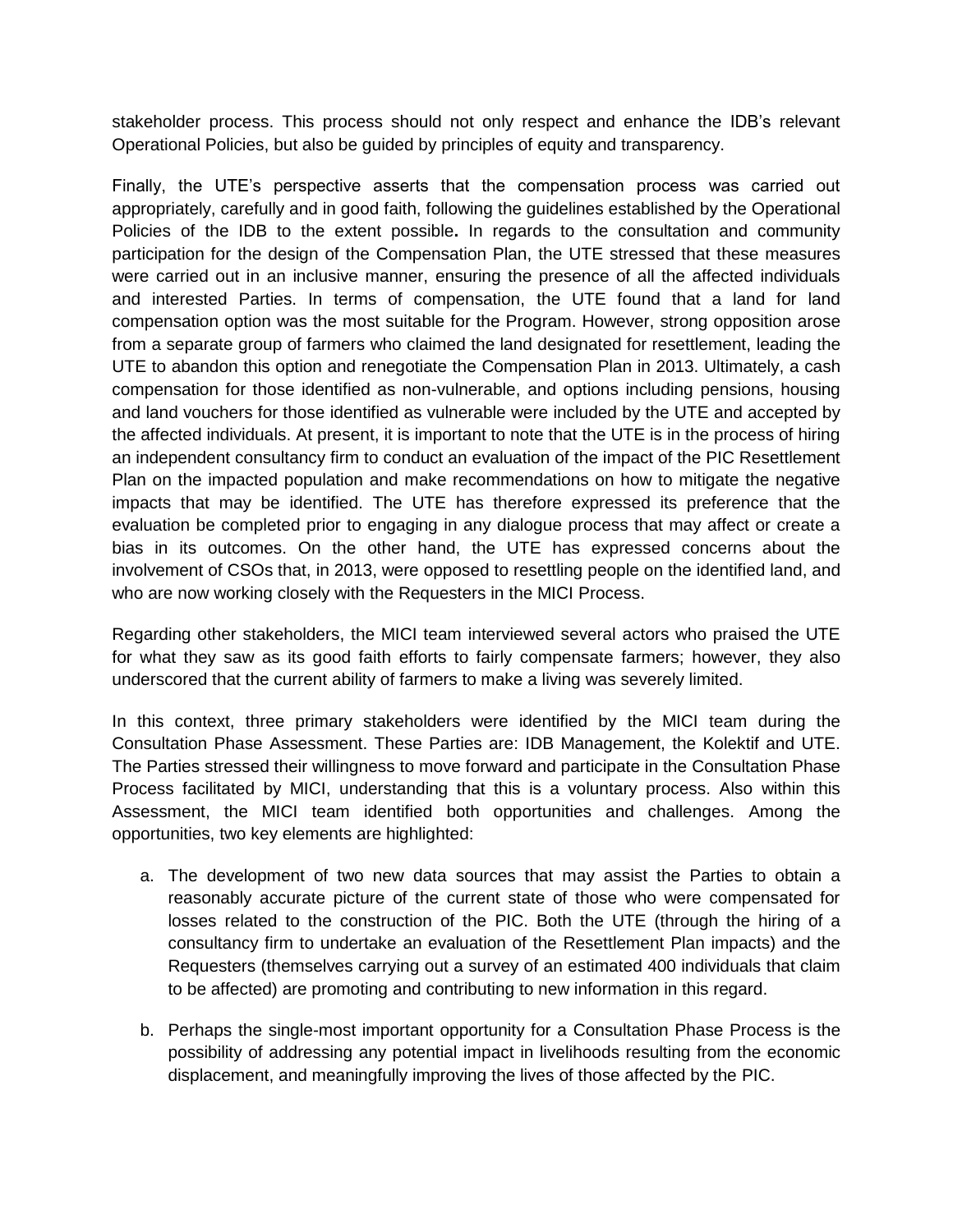stakeholder process. This process should not only respect and enhance the IDB's relevant Operational Policies, but also be guided by principles of equity and transparency.

Finally, the UTE's perspective asserts that the compensation process was carried out appropriately, carefully and in good faith, following the guidelines established by the Operational Policies of the IDB to the extent possible**.** In regards to the consultation and community participation for the design of the Compensation Plan, the UTE stressed that these measures were carried out in an inclusive manner, ensuring the presence of all the affected individuals and interested Parties. In terms of compensation, the UTE found that a land for land compensation option was the most suitable for the Program. However, strong opposition arose from a separate group of farmers who claimed the land designated for resettlement, leading the UTE to abandon this option and renegotiate the Compensation Plan in 2013. Ultimately, a cash compensation for those identified as non-vulnerable, and options including pensions, housing and land vouchers for those identified as vulnerable were included by the UTE and accepted by the affected individuals. At present, it is important to note that the UTE is in the process of hiring an independent consultancy firm to conduct an evaluation of the impact of the PIC Resettlement Plan on the impacted population and make recommendations on how to mitigate the negative impacts that may be identified. The UTE has therefore expressed its preference that the evaluation be completed prior to engaging in any dialogue process that may affect or create a bias in its outcomes. On the other hand, the UTE has expressed concerns about the involvement of CSOs that, in 2013, were opposed to resettling people on the identified land, and who are now working closely with the Requesters in the MICI Process.

Regarding other stakeholders, the MICI team interviewed several actors who praised the UTE for what they saw as its good faith efforts to fairly compensate farmers; however, they also underscored that the current ability of farmers to make a living was severely limited.

In this context, three primary stakeholders were identified by the MICI team during the Consultation Phase Assessment. These Parties are: IDB Management, the Kolektif and UTE. The Parties stressed their willingness to move forward and participate in the Consultation Phase Process facilitated by MICI, understanding that this is a voluntary process. Also within this Assessment, the MICI team identified both opportunities and challenges. Among the opportunities, two key elements are highlighted:

a. The development of two new data sources that may assist the Parties to obtain a reasonably accurate picture of the current state of those who were compensated for losses related to the construction of the PIC. Both the UTE (through the hiring of a consultancy firm to undertake an evaluation of the Resettlement Plan impacts) and the Requesters (themselves carrying out a survey of an estimated 400 individuals that claim to be affected) are promoting and contributing to new information in this regard.

b. Perhaps the single-most important opportunity for a Consultation Phase Process is the possibility of addressing any potential impact in livelihoods resulting from the economic displacement, and meaningfully improving the lives of those affected by the PIC.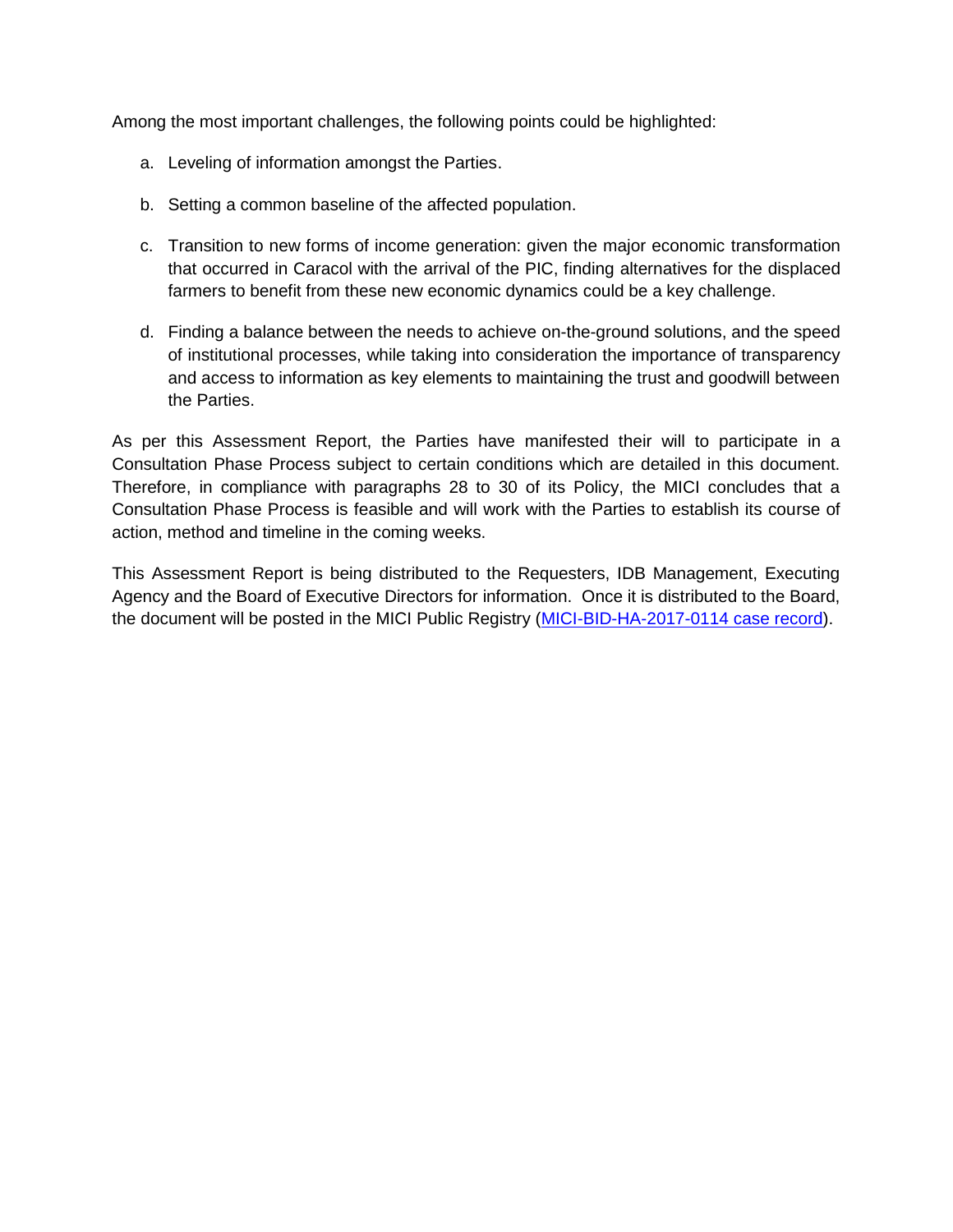Among the most important challenges, the following points could be highlighted:

a. Leveling of information amongst the Parties.

b. Setting a common baseline of the affected population.

c. Transition to new forms of income generation: given the major economic transformation that occurred in Caracol with the arrival of the PIC, finding alternatives for the displaced farmers to benefit from these new economic dynamics could be a key challenge.

d. Finding a balance between the needs to achieve on-the-ground solutions, and the speed of institutional processes, while taking into consideration the importance of transparency and access to information as key elements to maintaining the trust and goodwill between the Parties.

As per this Assessment Report, the Parties have manifested their will to participate in a Consultation Phase Process subject to certain conditions which are detailed in this document. Therefore, in compliance with paragraphs 28 to 30 of its Policy, the MICI concludes that a Consultation Phase Process is feasible and will work with the Parties to establish its course of action, method and timeline in the coming weeks.

This Assessment Report is being distributed to the Requesters, IDB Management, Executing Agency and the Board of Executive Directors for information. Once it is distributed to the Board, the document will be posted in the MICI Public Registry (MICI-BID-HA-2017-0114 case record).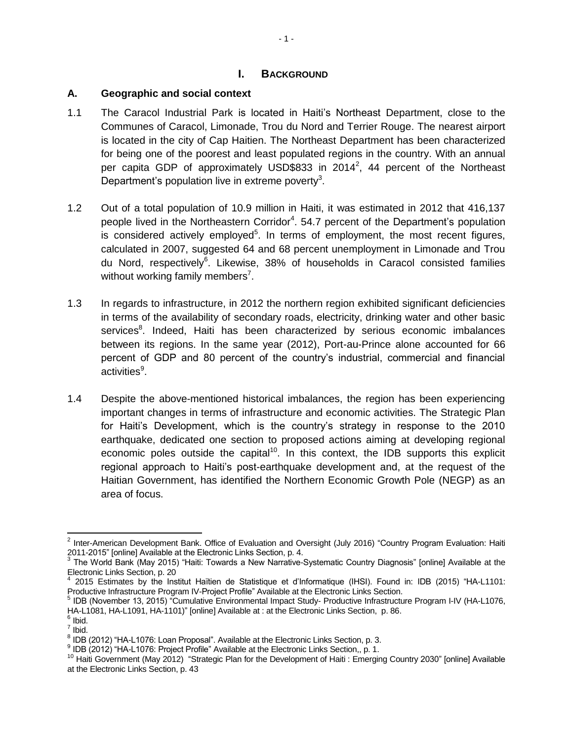# I. BACKGROUND

## A. Geographic and social context

1.1 The Caracol Industrial Park is located in Haiti's Northeast Department, close to the Communes of Caracol, Limonade, Trou du Nord and Terrier Rouge. The nearest airport is located in the city of Cap Haitien. The Northeast Department has been characterized for being one of the poorest and least populated regions in the country. With an annual per capita GDP of approximately USD$833 in 2014[2], 44 percent of the Northeast Department's population live in extreme poverty[3].

1.2 Out of a total population of 10.9 million in Haiti, it was estimated in 2012 that 416,137 people lived in the Northeastern Corridor[4]. 54.7 percent of the Department's population is considered actively employed[5]. In terms of employment, the most recent figures, calculated in 2007, suggested 64 and 68 percent unemployment in Limonade and Trou du Nord, respectively[6]. Likewise, 38% of households in Caracol consisted families without working family members[7].

1.3 In regards to infrastructure, in 2012 the northern region exhibited significant deficiencies in terms of the availability of secondary roads, electricity, drinking water and other basic services[8]. Indeed, Haiti has been characterized by serious economic imbalances between its regions. In the same year (2012), Port-au-Prince alone accounted for 66 percent of GDP and 80 percent of the country's industrial, commercial and financial activities[9].

1.4 Despite the above-mentioned historical imbalances, the region has been experiencing important changes in terms of infrastructure and economic activities. The Strategic Plan for Haiti's Development, which is the country's strategy in response to the 2010 earthquake, dedicated one section to proposed actions aiming at developing regional economic poles outside the capital[10]. In this context, the IDB supports this explicit regional approach to Haiti's post-earthquake development and, at the request of the Haitian Government, has identified the Northern Economic Growth Pole (NEGP) as an area of focus.

---

[2] Inter-American Development Bank. Office of Evaluation and Oversight (July 2016) "Country Program Evaluation: Haiti 2011-2015" [online] Available at the Electronic Links Section, p. 4.

[3] The World Bank (May 2015) "Haiti: Towards a New Narrative-Systematic Country Diagnosis" [online] Available at the Electronic Links Section, p. 20

[4] 2015 Estimates by the Institut Haïtien de Statistique et d'Informatique (IHSI). Found in: IDB (2015) "HA-L1101: Productive Infrastructure Program IV-Project Profile" Available at the Electronic Links Section.

[5] IDB (November 13, 2015) "Cumulative Environmental Impact Study- Productive Infrastructure Program I-IV (HA-L1076, HA-L1081, HA-L1091, HA-1101)" [online] Available at : at the Electronic Links Section, p. 86.

[6] Ibid.

[7] Ibid.

[8] IDB (2012) "HA-L1076: Loan Proposal". Available at the Electronic Links Section, p. 3.

[9] IDB (2012) "HA-L1076: Project Profile" Available at the Electronic Links Section,, p. 1.

[10] Haiti Government (May 2012) "Strategic Plan for the Development of Haiti : Emerging Country 2030" [online] Available at the Electronic Links Section, p. 43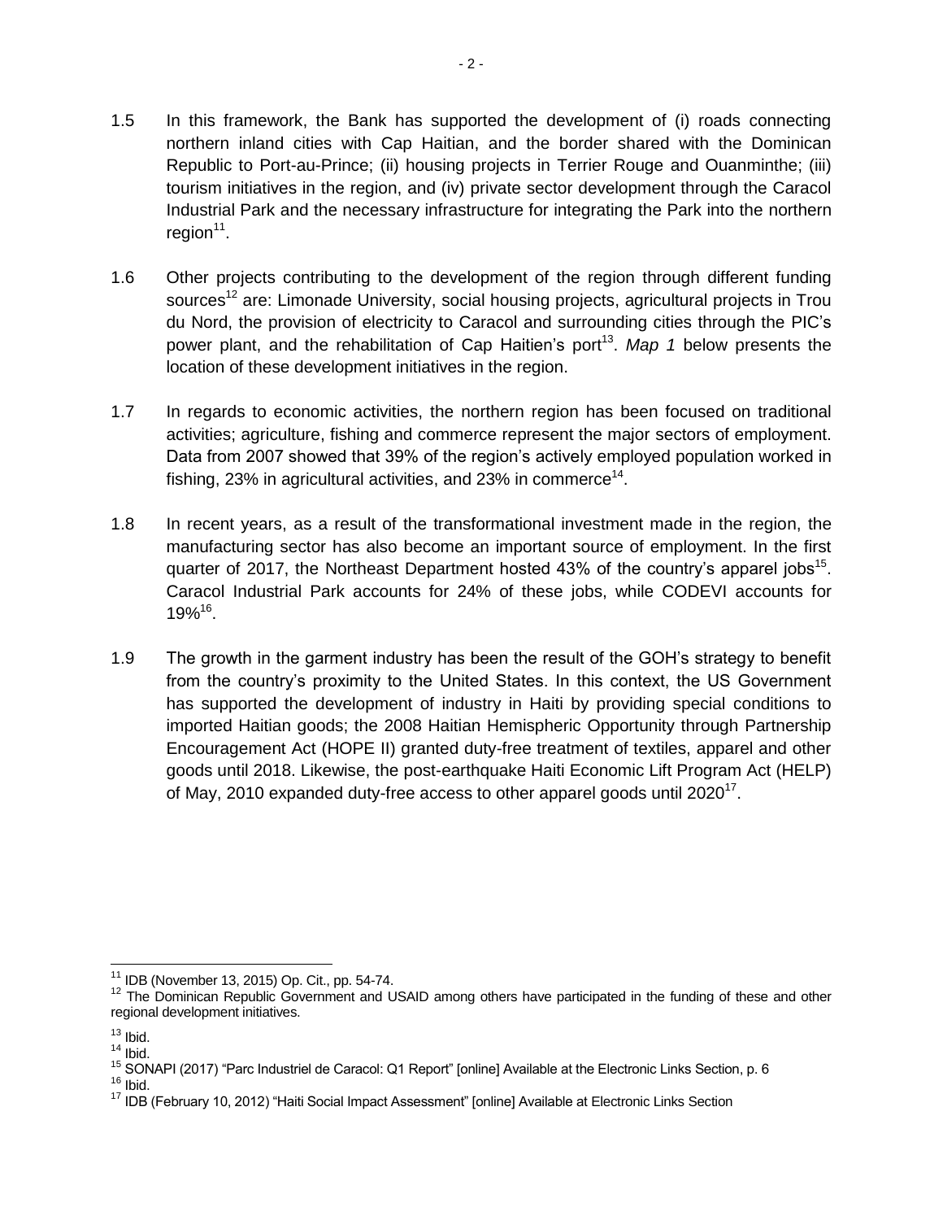1.5 In this framework, the Bank has supported the development of (i) roads connecting northern inland cities with Cap Haitian, and the border shared with the Dominican Republic to Port-au-Prince; (ii) housing projects in Terrier Rouge and Ouanminthe; (iii) tourism initiatives in the region, and (iv) private sector development through the Caracol Industrial Park and the necessary infrastructure for integrating the Park into the northern region[11].

1.6 Other projects contributing to the development of the region through different funding sources[12] are: Limonade University, social housing projects, agricultural projects in Trou du Nord, the provision of electricity to Caracol and surrounding cities through the PIC's power plant, and the rehabilitation of Cap Haitien's port[13]. *Map 1* below presents the location of these development initiatives in the region.

1.7 In regards to economic activities, the northern region has been focused on traditional activities; agriculture, fishing and commerce represent the major sectors of employment. Data from 2007 showed that 39% of the region's actively employed population worked in fishing, 23% in agricultural activities, and 23% in commerce[14].

1.8 In recent years, as a result of the transformational investment made in the region, the manufacturing sector has also become an important source of employment. In the first quarter of 2017, the Northeast Department hosted 43% of the country's apparel jobs[15]. Caracol Industrial Park accounts for 24% of these jobs, while CODEVI accounts for 19%[16].

1.9 The growth in the garment industry has been the result of the GOH's strategy to benefit from the country's proximity to the United States. In this context, the US Government has supported the development of industry in Haiti by providing special conditions to imported Haitian goods; the 2008 Haitian Hemispheric Opportunity through Partnership Encouragement Act (HOPE II) granted duty-free treatment of textiles, apparel and other goods until 2018. Likewise, the post-earthquake Haiti Economic Lift Program Act (HELP) of May, 2010 expanded duty-free access to other apparel goods until 2020[17].

---

[11] IDB (November 13, 2015) Op. Cit., pp. 54-74.

[12] The Dominican Republic Government and USAID among others have participated in the funding of these and other regional development initiatives.

[13] Ibid.

[14] Ibid.

[15] SONAPI (2017) "Parc Industriel de Caracol: Q1 Report" [online] Available at the Electronic Links Section, p. 6

[16] Ibid.

[17] IDB (February 10, 2012) "Haiti Social Impact Assessment" [online] Available at Electronic Links Section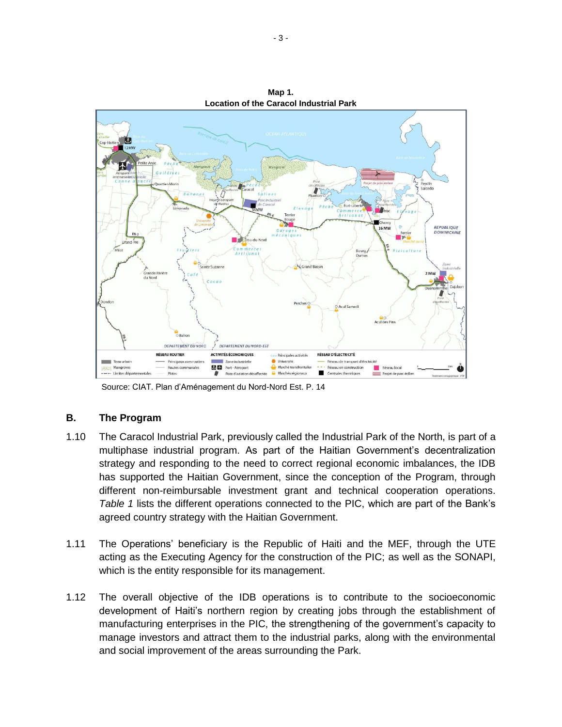**Map 1.**
**Location of the Caracol Industrial Park**

Source: CIAT. Plan d'Aménagement du Nord-Nord Est. P. 14

## B. The Program

1.10 The Caracol Industrial Park, previously called the Industrial Park of the North, is part of a multiphase industrial program. As part of the Haitian Government's decentralization strategy and responding to the need to correct regional economic imbalances, the IDB has supported the Haitian Government, since the conception of the Program, through different non-reimbursable investment grant and technical cooperation operations. *Table 1* lists the different operations connected to the PIC, which are part of the Bank's agreed country strategy with the Haitian Government.

1.11 The Operations' beneficiary is the Republic of Haiti and the MEF, through the UTE acting as the Executing Agency for the construction of the PIC; as well as the SONAPI, which is the entity responsible for its management.

1.12 The overall objective of the IDB operations is to contribute to the socioeconomic development of Haiti's northern region by creating jobs through the establishment of manufacturing enterprises in the PIC, the strengthening of the government's capacity to manage investors and attract them to the industrial parks, along with the environmental and social improvement of the areas surrounding the Park.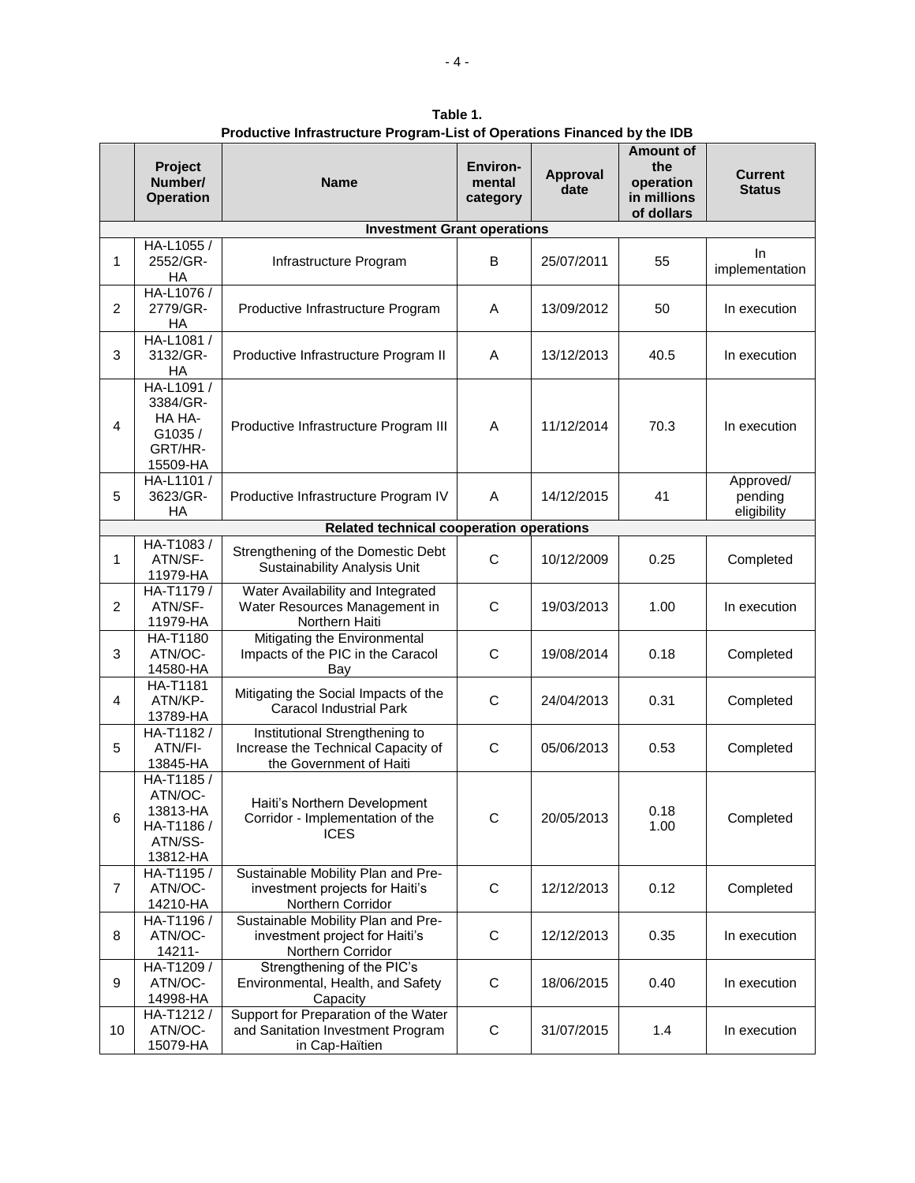**Table 1.**
**Productive Infrastructure Program-List of Operations Financed by the IDB**

| | Project Number/ Operation | Name | Environ-mental category | Approval date | Amount of the operation in millions of dollars | Current Status |
|---|---|---|---|---|---|---|
| **Investment Grant operations** | | | | | | |
| 1 | HA-L1055 / 2552/GR-HA | Infrastructure Program | B | 25/07/2011 | 55 | In implementation |
| 2 | HA-L1076 / 2779/GR-HA | Productive Infrastructure Program | A | 13/09/2012 | 50 | In execution |
| 3 | HA-L1081 / 3132/GR-HA | Productive Infrastructure Program II | A | 13/12/2013 | 40.5 | In execution |
| 4 | HA-L1091 / 3384/GR-HA HA-G1035 / GRT/HR-15509-HA | Productive Infrastructure Program III | A | 11/12/2014 | 70.3 | In execution |
| 5 | HA-L1101 / 3623/GR-HA | Productive Infrastructure Program IV | A | 14/12/2015 | 41 | Approved/ pending eligibility |
| **Related technical cooperation operations** | | | | | | |
| 1 | HA-T1083 / ATN/SF-11979-HA | Strengthening of the Domestic Debt Sustainability Analysis Unit | C | 10/12/2009 | 0.25 | Completed |
| 2 | HA-T1179 / ATN/SF-11979-HA | Water Availability and Integrated Water Resources Management in Northern Haiti | C | 19/03/2013 | 1.00 | In execution |
| 3 | HA-T1180 ATN/OC-14580-HA | Mitigating the Environmental Impacts of the PIC in the Caracol Bay | C | 19/08/2014 | 0.18 | Completed |
| 4 | HA-T1181 ATN/KP-13789-HA | Mitigating the Social Impacts of the Caracol Industrial Park | C | 24/04/2013 | 0.31 | Completed |
| 5 | HA-T1182 / ATN/FI-13845-HA | Institutional Strengthening to Increase the Technical Capacity of the Government of Haiti | C | 05/06/2013 | 0.53 | Completed |
| 6 | HA-T1185 / ATN/OC-13813-HA HA-T1186 / ATN/SS-13812-HA | Haiti's Northern Development Corridor - Implementation of the ICES | C | 20/05/2013 | 0.18 1.00 | Completed |
| 7 | HA-T1195 / ATN/OC-14210-HA | Sustainable Mobility Plan and Pre-investment projects for Haiti's Northern Corridor | C | 12/12/2013 | 0.12 | Completed |
| 8 | HA-T1196 / ATN/OC-14211- | Sustainable Mobility Plan and Pre-investment project for Haiti's Northern Corridor | C | 12/12/2013 | 0.35 | In execution |
| 9 | HA-T1209 / ATN/OC-14998-HA | Strengthening of the PIC's Environmental, Health, and Safety Capacity | C | 18/06/2015 | 0.40 | In execution |
| 10 | HA-T1212 / ATN/OC-15079-HA | Support for Preparation of the Water and Sanitation Investment Program in Cap-Haïtien | C | 31/07/2015 | 1.4 | In execution |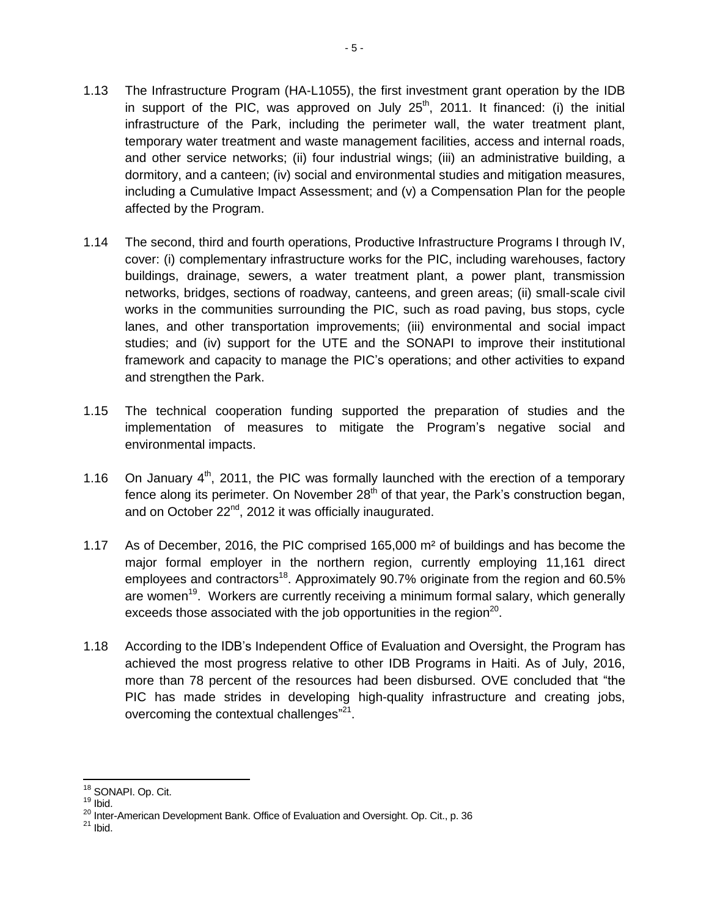1.13 The Infrastructure Program (HA-L1055), the first investment grant operation by the IDB in support of the PIC, was approved on July 25th, 2011. It financed: (i) the initial infrastructure of the Park, including the perimeter wall, the water treatment plant, temporary water treatment and waste management facilities, access and internal roads, and other service networks; (ii) four industrial wings; (iii) an administrative building, a dormitory, and a canteen; (iv) social and environmental studies and mitigation measures, including a Cumulative Impact Assessment; and (v) a Compensation Plan for the people affected by the Program.

1.14 The second, third and fourth operations, Productive Infrastructure Programs I through IV, cover: (i) complementary infrastructure works for the PIC, including warehouses, factory buildings, drainage, sewers, a water treatment plant, a power plant, transmission networks, bridges, sections of roadway, canteens, and green areas; (ii) small-scale civil works in the communities surrounding the PIC, such as road paving, bus stops, cycle lanes, and other transportation improvements; (iii) environmental and social impact studies; and (iv) support for the UTE and the SONAPI to improve their institutional framework and capacity to manage the PIC's operations; and other activities to expand and strengthen the Park.

1.15 The technical cooperation funding supported the preparation of studies and the implementation of measures to mitigate the Program's negative social and environmental impacts.

1.16 On January 4th, 2011, the PIC was formally launched with the erection of a temporary fence along its perimeter. On November 28th of that year, the Park's construction began, and on October 22nd, 2012 it was officially inaugurated.

1.17 As of December, 2016, the PIC comprised 165,000 m² of buildings and has become the major formal employer in the northern region, currently employing 11,161 direct employees and contractors[18]. Approximately 90.7% originate from the region and 60.5% are women[19]. Workers are currently receiving a minimum formal salary, which generally exceeds those associated with the job opportunities in the region[20].

1.18 According to the IDB's Independent Office of Evaluation and Oversight, the Program has achieved the most progress relative to other IDB Programs in Haiti. As of July, 2016, more than 78 percent of the resources had been disbursed. OVE concluded that "the PIC has made strides in developing high-quality infrastructure and creating jobs, overcoming the contextual challenges"[21].

---

[18] SONAPI. Op. Cit.

[19] Ibid.

[20] Inter-American Development Bank. Office of Evaluation and Oversight. Op. Cit., p. 36

[21] Ibid.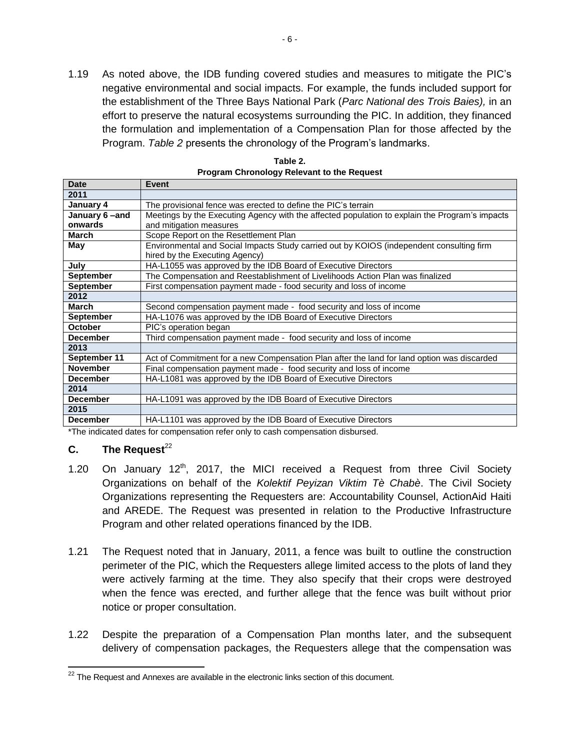1.19 As noted above, the IDB funding covered studies and measures to mitigate the PIC's negative environmental and social impacts. For example, the funds included support for the establishment of the Three Bays National Park (*Parc National des Trois Baies),* in an effort to preserve the natural ecosystems surrounding the PIC. In addition, they financed the formulation and implementation of a Compensation Plan for those affected by the Program. *Table 2* presents the chronology of the Program's landmarks.

**Table 2.**
**Program Chronology Relevant to the Request**

| Date | Event |
|---|---|
| **2011** | |
| **January 4** | The provisional fence was erected to define the PIC's terrain |
| **January 6 –and onwards** | Meetings by the Executing Agency with the affected population to explain the Program's impacts and mitigation measures |
| **March** | Scope Report on the Resettlement Plan |
| **May** | Environmental and Social Impacts Study carried out by KOIOS (independent consulting firm hired by the Executing Agency) |
| **July** | HA-L1055 was approved by the IDB Board of Executive Directors |
| **September** | The Compensation and Reestablishment of Livelihoods Action Plan was finalized |
| **September** | First compensation payment made - food security and loss of income |
| **2012** | |
| **March** | Second compensation payment made - food security and loss of income |
| **September** | HA-L1076 was approved by the IDB Board of Executive Directors |
| **October** | PIC's operation began |
| **December** | Third compensation payment made - food security and loss of income |
| **2013** | |
| **September 11** | Act of Commitment for a new Compensation Plan after the land for land option was discarded |
| **November** | Final compensation payment made - food security and loss of income |
| **December** | HA-L1081 was approved by the IDB Board of Executive Directors |
| **2014** | |
| **December** | HA-L1091 was approved by the IDB Board of Executive Directors |
| **2015** | |
| **December** | HA-L1101 was approved by the IDB Board of Executive Directors |

*The indicated dates for compensation refer only to cash compensation disbursed.

## C. The Request[22]

1.20 On January 12th, 2017, the MICI received a Request from three Civil Society Organizations on behalf of the *Kolektif Peyizan Viktim Tè Chabè*. The Civil Society Organizations representing the Requesters are: Accountability Counsel, ActionAid Haiti and AREDE. The Request was presented in relation to the Productive Infrastructure Program and other related operations financed by the IDB.

1.21 The Request noted that in January, 2011, a fence was built to outline the construction perimeter of the PIC, which the Requesters allege limited access to the plots of land they were actively farming at the time. They also specify that their crops were destroyed when the fence was erected, and further allege that the fence was built without prior notice or proper consultation.

1.22 Despite the preparation of a Compensation Plan months later, and the subsequent delivery of compensation packages, the Requesters allege that the compensation was

[22] The Request and Annexes are available in the electronic links section of this document.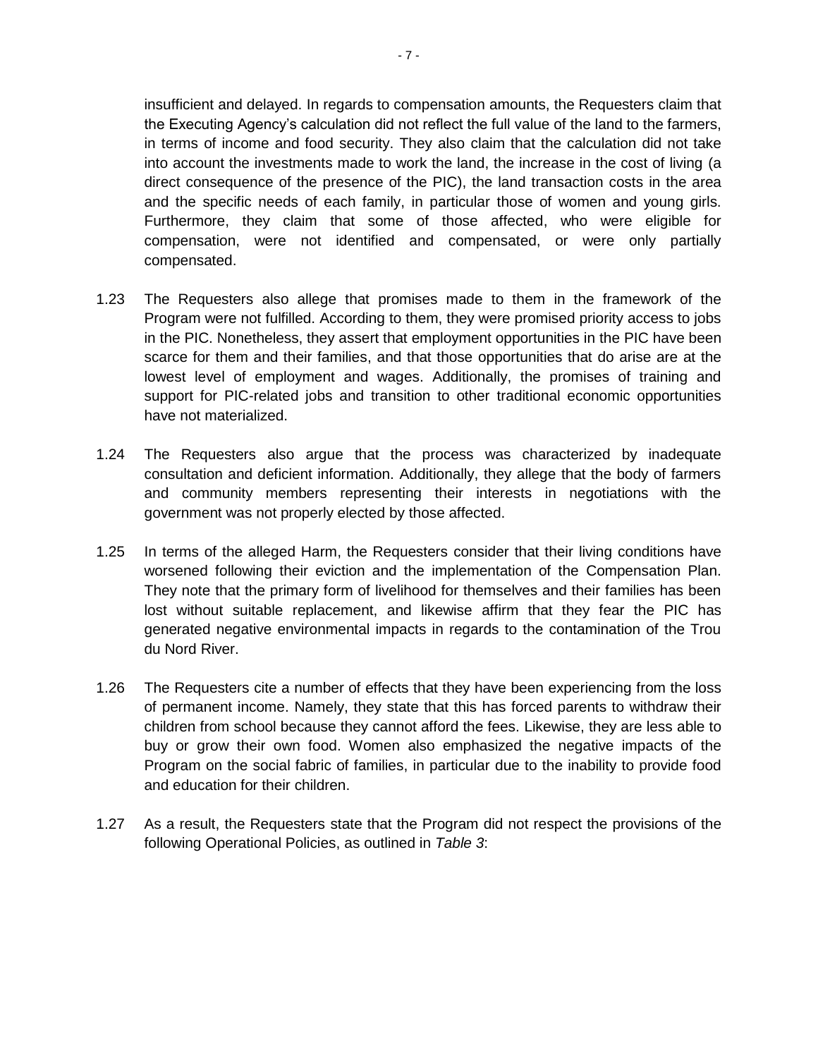insufficient and delayed. In regards to compensation amounts, the Requesters claim that the Executing Agency's calculation did not reflect the full value of the land to the farmers, in terms of income and food security. They also claim that the calculation did not take into account the investments made to work the land, the increase in the cost of living (a direct consequence of the presence of the PIC), the land transaction costs in the area and the specific needs of each family, in particular those of women and young girls. Furthermore, they claim that some of those affected, who were eligible for compensation, were not identified and compensated, or were only partially compensated.

1.23 The Requesters also allege that promises made to them in the framework of the Program were not fulfilled. According to them, they were promised priority access to jobs in the PIC. Nonetheless, they assert that employment opportunities in the PIC have been scarce for them and their families, and that those opportunities that do arise are at the lowest level of employment and wages. Additionally, the promises of training and support for PIC-related jobs and transition to other traditional economic opportunities have not materialized.

1.24 The Requesters also argue that the process was characterized by inadequate consultation and deficient information. Additionally, they allege that the body of farmers and community members representing their interests in negotiations with the government was not properly elected by those affected.

1.25 In terms of the alleged Harm, the Requesters consider that their living conditions have worsened following their eviction and the implementation of the Compensation Plan. They note that the primary form of livelihood for themselves and their families has been lost without suitable replacement, and likewise affirm that they fear the PIC has generated negative environmental impacts in regards to the contamination of the Trou du Nord River.

1.26 The Requesters cite a number of effects that they have been experiencing from the loss of permanent income. Namely, they state that this has forced parents to withdraw their children from school because they cannot afford the fees. Likewise, they are less able to buy or grow their own food. Women also emphasized the negative impacts of the Program on the social fabric of families, in particular due to the inability to provide food and education for their children.

1.27 As a result, the Requesters state that the Program did not respect the provisions of the following Operational Policies, as outlined in *Table 3*: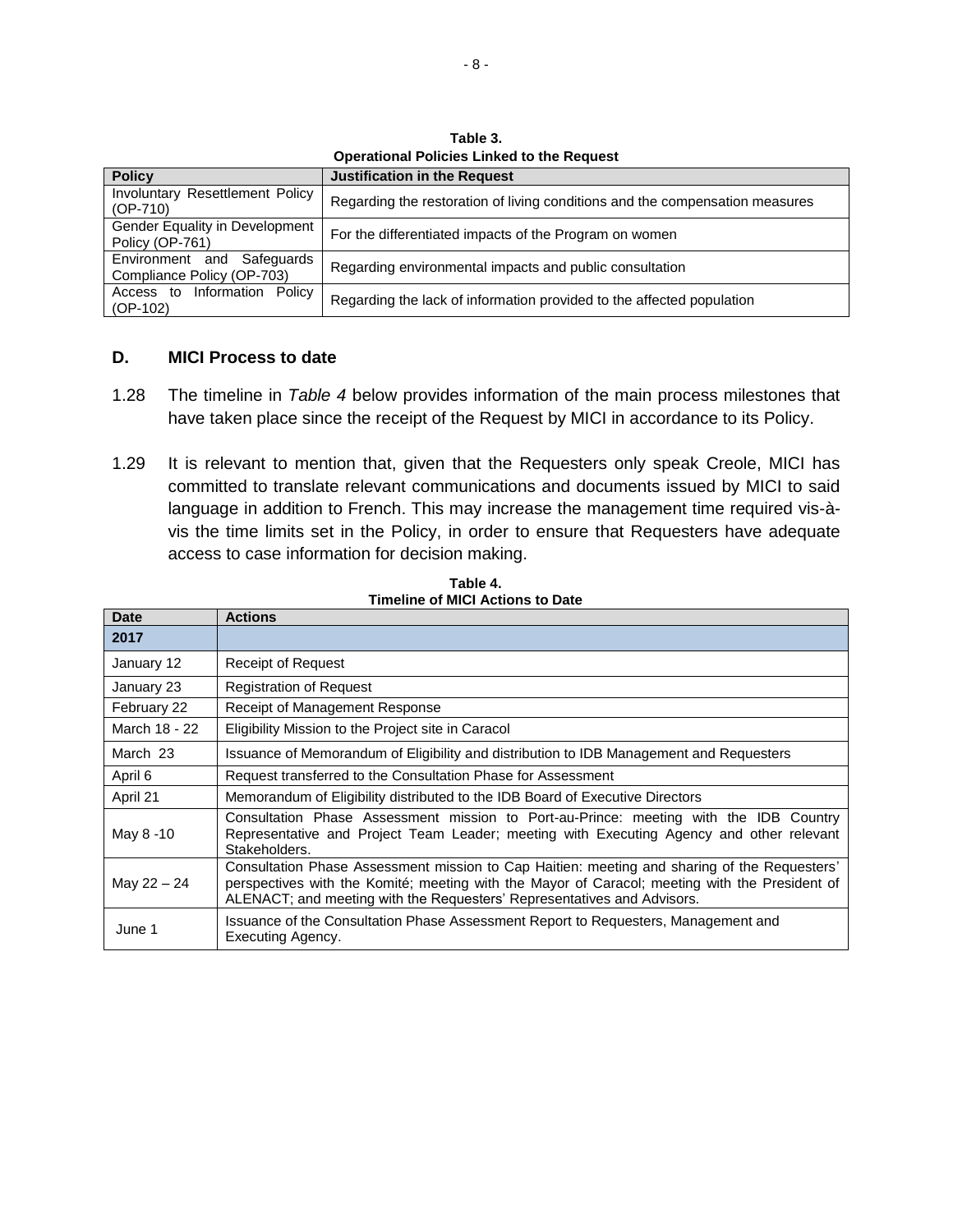**Table 3.**
**Operational Policies Linked to the Request**

| Policy | Justification in the Request |
|---|---|
| Involuntary Resettlement Policy (OP-710) | Regarding the restoration of living conditions and the compensation measures |
| Gender Equality in Development Policy (OP-761) | For the differentiated impacts of the Program on women |
| Environment and Safeguards Compliance Policy (OP-703) | Regarding environmental impacts and public consultation |
| Access to Information Policy (OP-102) | Regarding the lack of information provided to the affected population |

## D. MICI Process to date

1.28 The timeline in *Table 4* below provides information of the main process milestones that have taken place since the receipt of the Request by MICI in accordance to its Policy.

1.29 It is relevant to mention that, given that the Requesters only speak Creole, MICI has committed to translate relevant communications and documents issued by MICI to said language in addition to French. This may increase the management time required vis-à-vis the time limits set in the Policy, in order to ensure that Requesters have adequate access to case information for decision making.

**Table 4.**
**Timeline of MICI Actions to Date**

| Date | Actions |
|---|---|
| **2017** | |
| January 12 | Receipt of Request |
| January 23 | Registration of Request |
| February 22 | Receipt of Management Response |
| March 18 - 22 | Eligibility Mission to the Project site in Caracol |
| March 23 | Issuance of Memorandum of Eligibility and distribution to IDB Management and Requesters |
| April 6 | Request transferred to the Consultation Phase for Assessment |
| April 21 | Memorandum of Eligibility distributed to the IDB Board of Executive Directors |
| May 8 -10 | Consultation Phase Assessment mission to Port-au-Prince: meeting with the IDB Country Representative and Project Team Leader; meeting with Executing Agency and other relevant Stakeholders. |
| May 22 – 24 | Consultation Phase Assessment mission to Cap Haitien: meeting and sharing of the Requesters' perspectives with the Komité; meeting with the Mayor of Caracol; meeting with the President of ALENACT; and meeting with the Requesters' Representatives and Advisors. |
| June 1 | Issuance of the Consultation Phase Assessment Report to Requesters, Management and Executing Agency. |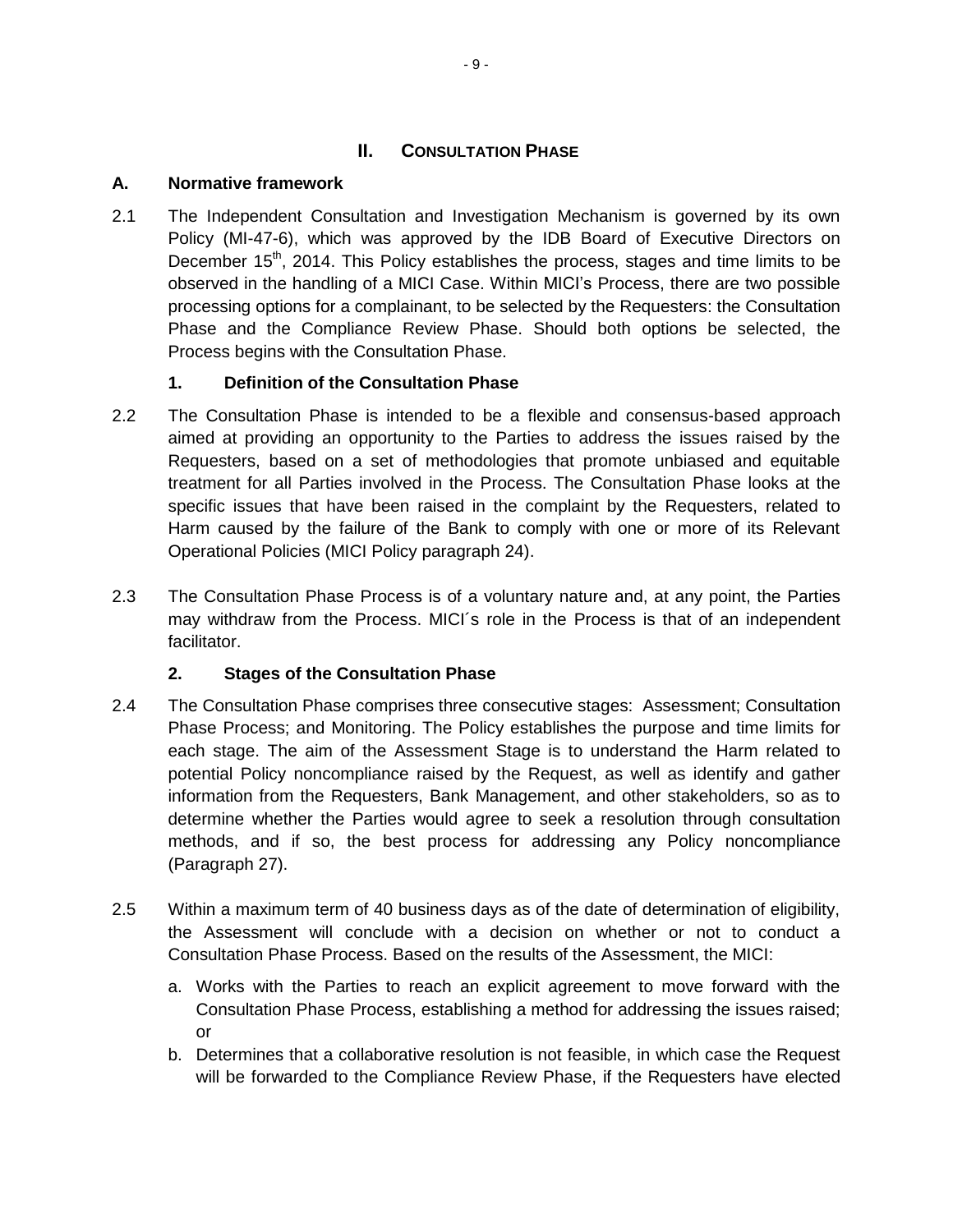## II. CONSULTATION PHASE

### A. Normative framework

2.1 The Independent Consultation and Investigation Mechanism is governed by its own Policy (MI-47-6), which was approved by the IDB Board of Executive Directors on December 15th, 2014. This Policy establishes the process, stages and time limits to be observed in the handling of a MICI Case. Within MICI's Process, there are two possible processing options for a complainant, to be selected by the Requesters: the Consultation Phase and the Compliance Review Phase. Should both options be selected, the Process begins with the Consultation Phase.

#### 1. Definition of the Consultation Phase

2.2 The Consultation Phase is intended to be a flexible and consensus-based approach aimed at providing an opportunity to the Parties to address the issues raised by the Requesters, based on a set of methodologies that promote unbiased and equitable treatment for all Parties involved in the Process. The Consultation Phase looks at the specific issues that have been raised in the complaint by the Requesters, related to Harm caused by the failure of the Bank to comply with one or more of its Relevant Operational Policies (MICI Policy paragraph 24).

2.3 The Consultation Phase Process is of a voluntary nature and, at any point, the Parties may withdraw from the Process. MICI´s role in the Process is that of an independent facilitator.

#### 2. Stages of the Consultation Phase

2.4 The Consultation Phase comprises three consecutive stages: Assessment; Consultation Phase Process; and Monitoring. The Policy establishes the purpose and time limits for each stage. The aim of the Assessment Stage is to understand the Harm related to potential Policy noncompliance raised by the Request, as well as identify and gather information from the Requesters, Bank Management, and other stakeholders, so as to determine whether the Parties would agree to seek a resolution through consultation methods, and if so, the best process for addressing any Policy noncompliance (Paragraph 27).

2.5 Within a maximum term of 40 business days as of the date of determination of eligibility, the Assessment will conclude with a decision on whether or not to conduct a Consultation Phase Process. Based on the results of the Assessment, the MICI:

a. Works with the Parties to reach an explicit agreement to move forward with the Consultation Phase Process, establishing a method for addressing the issues raised; or

b. Determines that a collaborative resolution is not feasible, in which case the Request will be forwarded to the Compliance Review Phase, if the Requesters have elected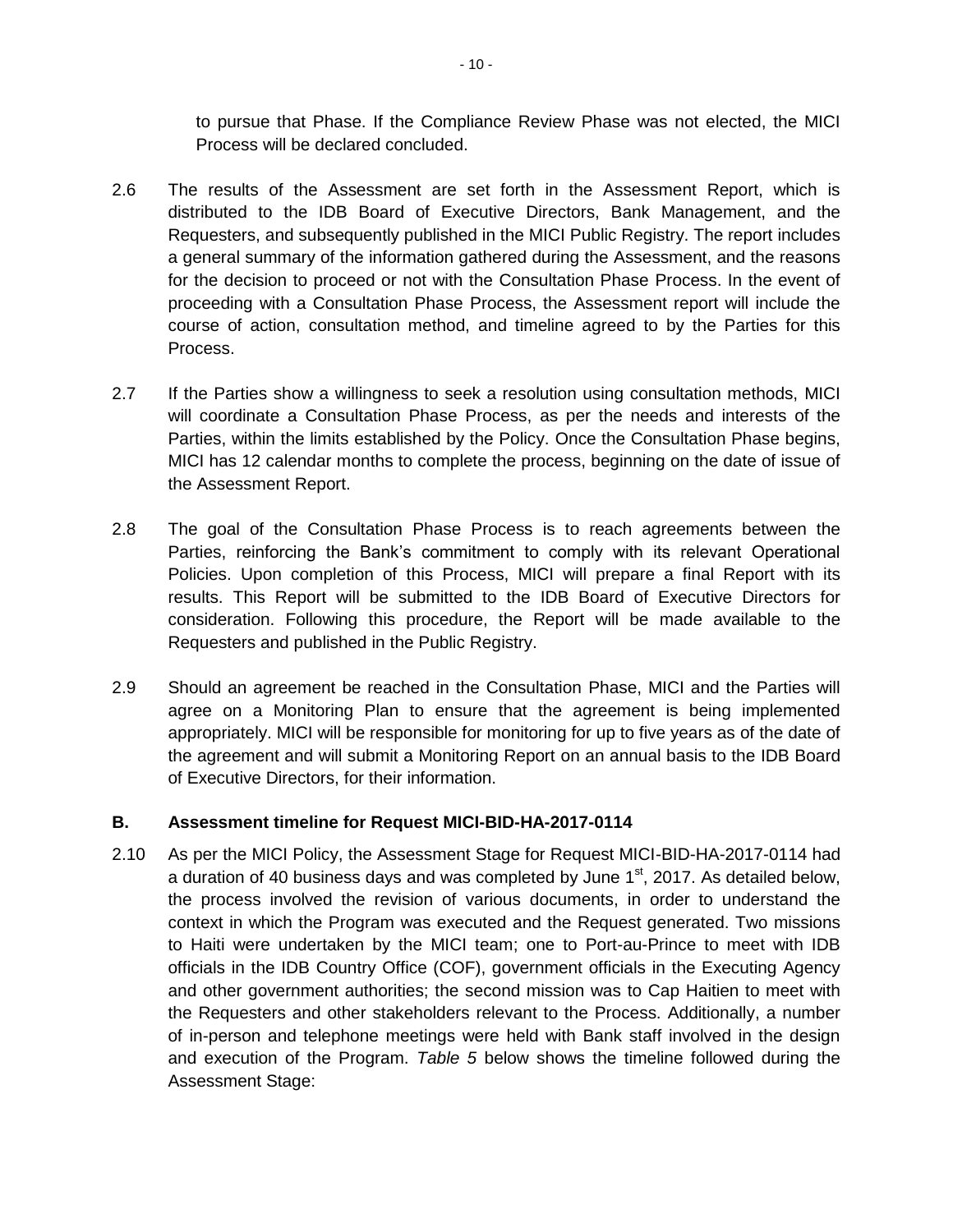to pursue that Phase. If the Compliance Review Phase was not elected, the MICI Process will be declared concluded.

2.6 The results of the Assessment are set forth in the Assessment Report, which is distributed to the IDB Board of Executive Directors, Bank Management, and the Requesters, and subsequently published in the MICI Public Registry. The report includes a general summary of the information gathered during the Assessment, and the reasons for the decision to proceed or not with the Consultation Phase Process. In the event of proceeding with a Consultation Phase Process, the Assessment report will include the course of action, consultation method, and timeline agreed to by the Parties for this Process.

2.7 If the Parties show a willingness to seek a resolution using consultation methods, MICI will coordinate a Consultation Phase Process, as per the needs and interests of the Parties, within the limits established by the Policy. Once the Consultation Phase begins, MICI has 12 calendar months to complete the process, beginning on the date of issue of the Assessment Report.

2.8 The goal of the Consultation Phase Process is to reach agreements between the Parties, reinforcing the Bank's commitment to comply with its relevant Operational Policies. Upon completion of this Process, MICI will prepare a final Report with its results. This Report will be submitted to the IDB Board of Executive Directors for consideration. Following this procedure, the Report will be made available to the Requesters and published in the Public Registry.

2.9 Should an agreement be reached in the Consultation Phase, MICI and the Parties will agree on a Monitoring Plan to ensure that the agreement is being implemented appropriately. MICI will be responsible for monitoring for up to five years as of the date of the agreement and will submit a Monitoring Report on an annual basis to the IDB Board of Executive Directors, for their information.

## B. Assessment timeline for Request MICI-BID-HA-2017-0114

2.10 As per the MICI Policy, the Assessment Stage for Request MICI-BID-HA-2017-0114 had a duration of 40 business days and was completed by June 1st, 2017. As detailed below, the process involved the revision of various documents, in order to understand the context in which the Program was executed and the Request generated. Two missions to Haiti were undertaken by the MICI team; one to Port-au-Prince to meet with IDB officials in the IDB Country Office (COF), government officials in the Executing Agency and other government authorities; the second mission was to Cap Haitien to meet with the Requesters and other stakeholders relevant to the Process. Additionally, a number of in-person and telephone meetings were held with Bank staff involved in the design and execution of the Program. *Table 5* below shows the timeline followed during the Assessment Stage: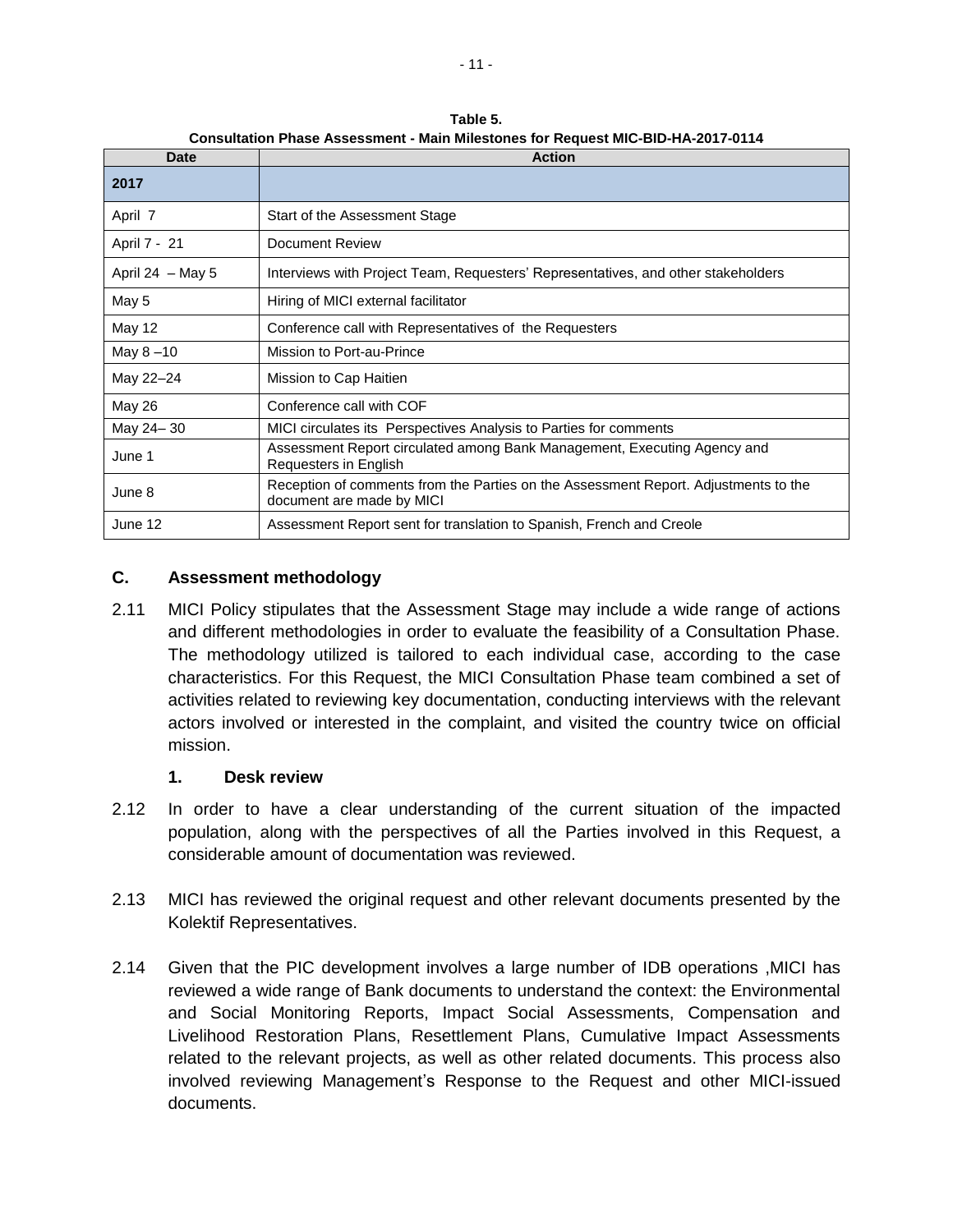**Table 5.**
**Consultation Phase Assessment - Main Milestones for Request MIC-BID-HA-2017-0114**

| Date | Action |
|---|---|
| **2017** | |
| April 7 | Start of the Assessment Stage |
| April 7 - 21 | Document Review |
| April 24 – May 5 | Interviews with Project Team, Requesters' Representatives, and other stakeholders |
| May 5 | Hiring of MICI external facilitator |
| May 12 | Conference call with Representatives of the Requesters |
| May 8 –10 | Mission to Port-au-Prince |
| May 22–24 | Mission to Cap Haitien |
| May 26 | Conference call with COF |
| May 24– 30 | MICI circulates its Perspectives Analysis to Parties for comments |
| June 1 | Assessment Report circulated among Bank Management, Executing Agency and Requesters in English |
| June 8 | Reception of comments from the Parties on the Assessment Report. Adjustments to the document are made by MICI |
| June 12 | Assessment Report sent for translation to Spanish, French and Creole |

## C. Assessment methodology

2.11 MICI Policy stipulates that the Assessment Stage may include a wide range of actions and different methodologies in order to evaluate the feasibility of a Consultation Phase. The methodology utilized is tailored to each individual case, according to the case characteristics. For this Request, the MICI Consultation Phase team combined a set of activities related to reviewing key documentation, conducting interviews with the relevant actors involved or interested in the complaint, and visited the country twice on official mission.

### 1. Desk review

2.12 In order to have a clear understanding of the current situation of the impacted population, along with the perspectives of all the Parties involved in this Request, a considerable amount of documentation was reviewed.

2.13 MICI has reviewed the original request and other relevant documents presented by the Kolektif Representatives.

2.14 Given that the PIC development involves a large number of IDB operations ,MICI has reviewed a wide range of Bank documents to understand the context: the Environmental and Social Monitoring Reports, Impact Social Assessments, Compensation and Livelihood Restoration Plans, Resettlement Plans, Cumulative Impact Assessments related to the relevant projects, as well as other related documents. This process also involved reviewing Management's Response to the Request and other MICI-issued documents.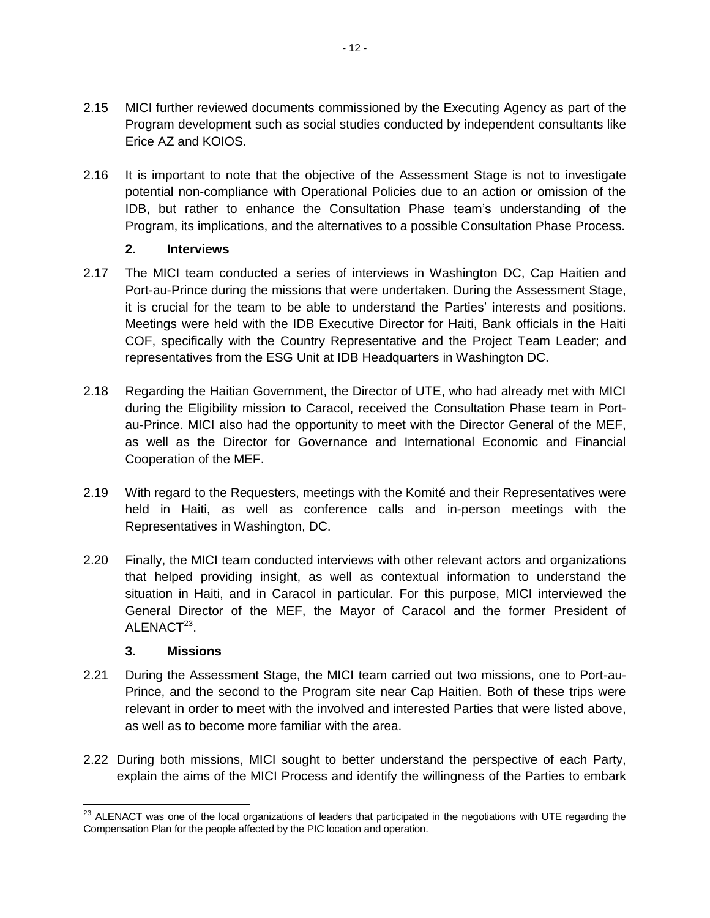2.15 MICI further reviewed documents commissioned by the Executing Agency as part of the Program development such as social studies conducted by independent consultants like Erice AZ and KOIOS.

2.16 It is important to note that the objective of the Assessment Stage is not to investigate potential non-compliance with Operational Policies due to an action or omission of the IDB, but rather to enhance the Consultation Phase team's understanding of the Program, its implications, and the alternatives to a possible Consultation Phase Process.

### 2. Interviews

2.17 The MICI team conducted a series of interviews in Washington DC, Cap Haitien and Port-au-Prince during the missions that were undertaken. During the Assessment Stage, it is crucial for the team to be able to understand the Parties' interests and positions. Meetings were held with the IDB Executive Director for Haiti, Bank officials in the Haiti COF, specifically with the Country Representative and the Project Team Leader; and representatives from the ESG Unit at IDB Headquarters in Washington DC.

2.18 Regarding the Haitian Government, the Director of UTE, who had already met with MICI during the Eligibility mission to Caracol, received the Consultation Phase team in Port-au-Prince. MICI also had the opportunity to meet with the Director General of the MEF, as well as the Director for Governance and International Economic and Financial Cooperation of the MEF.

2.19 With regard to the Requesters, meetings with the Komité and their Representatives were held in Haiti, as well as conference calls and in-person meetings with the Representatives in Washington, DC.

2.20 Finally, the MICI team conducted interviews with other relevant actors and organizations that helped providing insight, as well as contextual information to understand the situation in Haiti, and in Caracol in particular. For this purpose, MICI interviewed the General Director of the MEF, the Mayor of Caracol and the former President of ALENACT[23].

### 3. Missions

2.21 During the Assessment Stage, the MICI team carried out two missions, one to Port-au-Prince, and the second to the Program site near Cap Haitien. Both of these trips were relevant in order to meet with the involved and interested Parties that were listed above, as well as to become more familiar with the area.

2.22 During both missions, MICI sought to better understand the perspective of each Party, explain the aims of the MICI Process and identify the willingness of the Parties to embark

[23] ALENACT was one of the local organizations of leaders that participated in the negotiations with UTE regarding the Compensation Plan for the people affected by the PIC location and operation.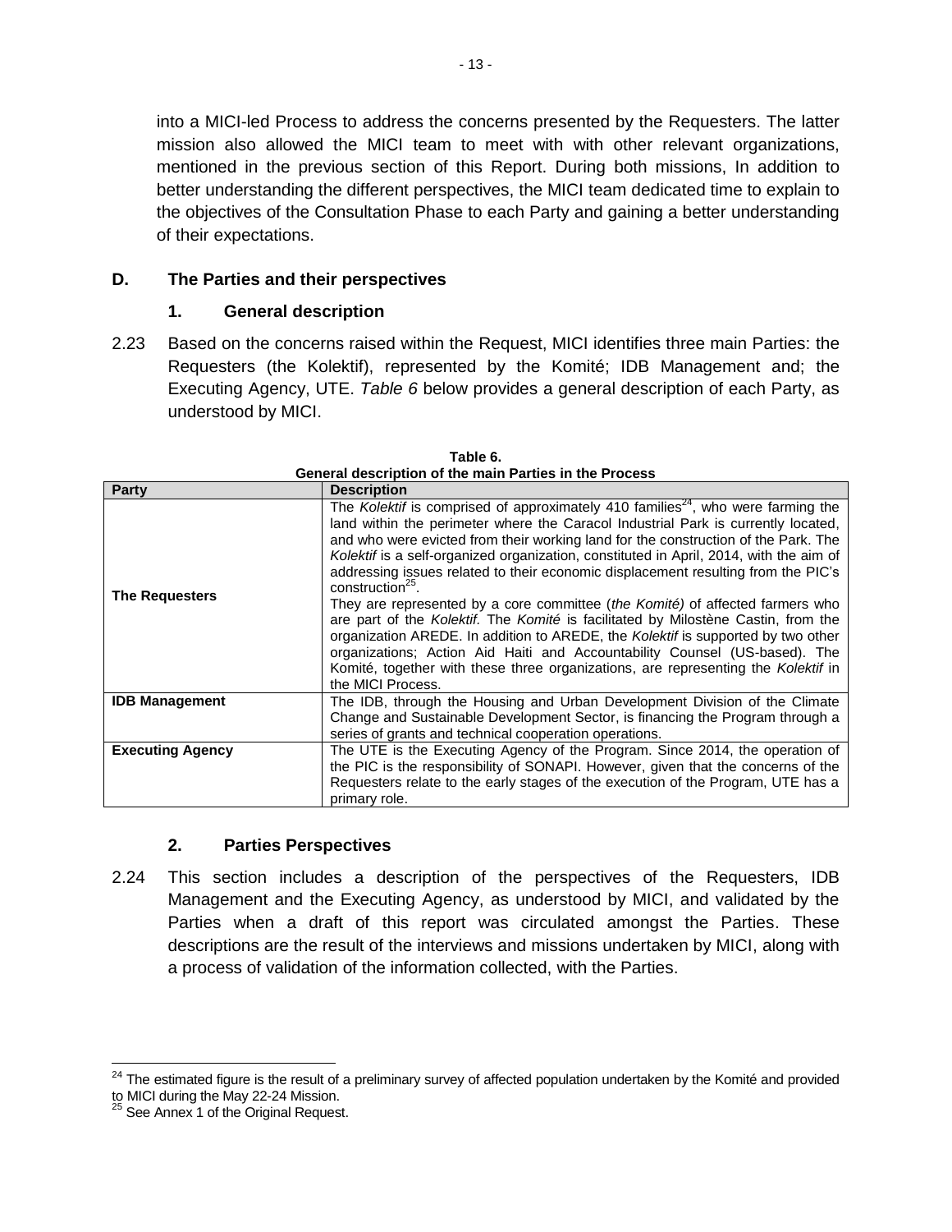into a MICI-led Process to address the concerns presented by the Requesters. The latter mission also allowed the MICI team to meet with with other relevant organizations, mentioned in the previous section of this Report. During both missions, In addition to better understanding the different perspectives, the MICI team dedicated time to explain to the objectives of the Consultation Phase to each Party and gaining a better understanding of their expectations.

## D. The Parties and their perspectives

### 1. General description

2.23 Based on the concerns raised within the Request, MICI identifies three main Parties: the Requesters (the Kolektif), represented by the Komité; IDB Management and; the Executing Agency, UTE. *Table 6* below provides a general description of each Party, as understood by MICI.

**Table 6.**
**General description of the main Parties in the Process**

| Party | Description |
|---|---|
| **The Requesters** | The *Kolektif* is comprised of approximately 410 families[24], who were farming the land within the perimeter where the Caracol Industrial Park is currently located, and who were evicted from their working land for the construction of the Park. The *Kolektif* is a self-organized organization, constituted in April, 2014, with the aim of addressing issues related to their economic displacement resulting from the PIC's construction[25]. They are represented by a core committee (*the Komité)* of affected farmers who are part of the *Kolektif.* The *Komité* is facilitated by Milostène Castin, from the organization AREDE. In addition to AREDE, the *Kolektif* is supported by two other organizations; Action Aid Haiti and Accountability Counsel (US-based). The Komité, together with these three organizations, are representing the *Kolektif* in the MICI Process. |
| **IDB Management** | The IDB, through the Housing and Urban Development Division of the Climate Change and Sustainable Development Sector, is financing the Program through a series of grants and technical cooperation operations. |
| **Executing Agency** | The UTE is the Executing Agency of the Program. Since 2014, the operation of the PIC is the responsibility of SONAPI. However, given that the concerns of the Requesters relate to the early stages of the execution of the Program, UTE has a primary role. |

### 2. Parties Perspectives

2.24 This section includes a description of the perspectives of the Requesters, IDB Management and the Executing Agency, as understood by MICI, and validated by the Parties when a draft of this report was circulated amongst the Parties. These descriptions are the result of the interviews and missions undertaken by MICI, along with a process of validation of the information collected, with the Parties.

---

[24] The estimated figure is the result of a preliminary survey of affected population undertaken by the Komité and provided to MICI during the May 22-24 Mission.

[25] See Annex 1 of the Original Request.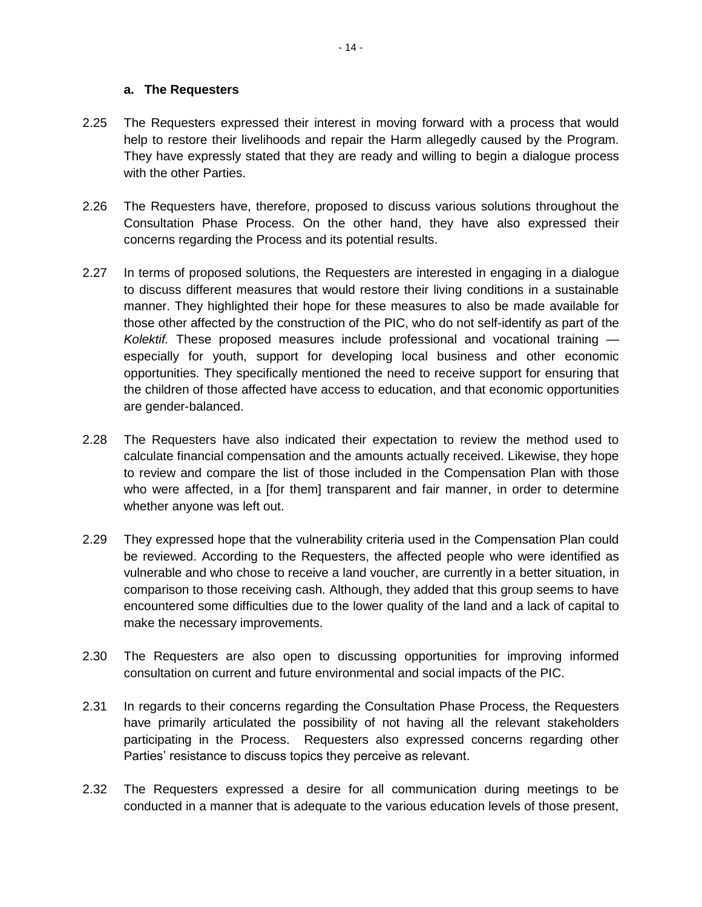#### a. The Requesters

2.25 The Requesters expressed their interest in moving forward with a process that would help to restore their livelihoods and repair the Harm allegedly caused by the Program. They have expressly stated that they are ready and willing to begin a dialogue process with the other Parties.

2.26 The Requesters have, therefore, proposed to discuss various solutions throughout the Consultation Phase Process. On the other hand, they have also expressed their concerns regarding the Process and its potential results.

2.27 In terms of proposed solutions, the Requesters are interested in engaging in a dialogue to discuss different measures that would restore their living conditions in a sustainable manner. They highlighted their hope for these measures to also be made available for those other affected by the construction of the PIC, who do not self-identify as part of the *Kolektif.* These proposed measures include professional and vocational training — especially for youth, support for developing local business and other economic opportunities. They specifically mentioned the need to receive support for ensuring that the children of those affected have access to education, and that economic opportunities are gender-balanced.

2.28 The Requesters have also indicated their expectation to review the method used to calculate financial compensation and the amounts actually received. Likewise, they hope to review and compare the list of those included in the Compensation Plan with those who were affected, in a [for them] transparent and fair manner, in order to determine whether anyone was left out.

2.29 They expressed hope that the vulnerability criteria used in the Compensation Plan could be reviewed. According to the Requesters, the affected people who were identified as vulnerable and who chose to receive a land voucher, are currently in a better situation, in comparison to those receiving cash. Although, they added that this group seems to have encountered some difficulties due to the lower quality of the land and a lack of capital to make the necessary improvements.

2.30 The Requesters are also open to discussing opportunities for improving informed consultation on current and future environmental and social impacts of the PIC.

2.31 In regards to their concerns regarding the Consultation Phase Process, the Requesters have primarily articulated the possibility of not having all the relevant stakeholders participating in the Process. Requesters also expressed concerns regarding other Parties' resistance to discuss topics they perceive as relevant.

2.32 The Requesters expressed a desire for all communication during meetings to be conducted in a manner that is adequate to the various education levels of those present,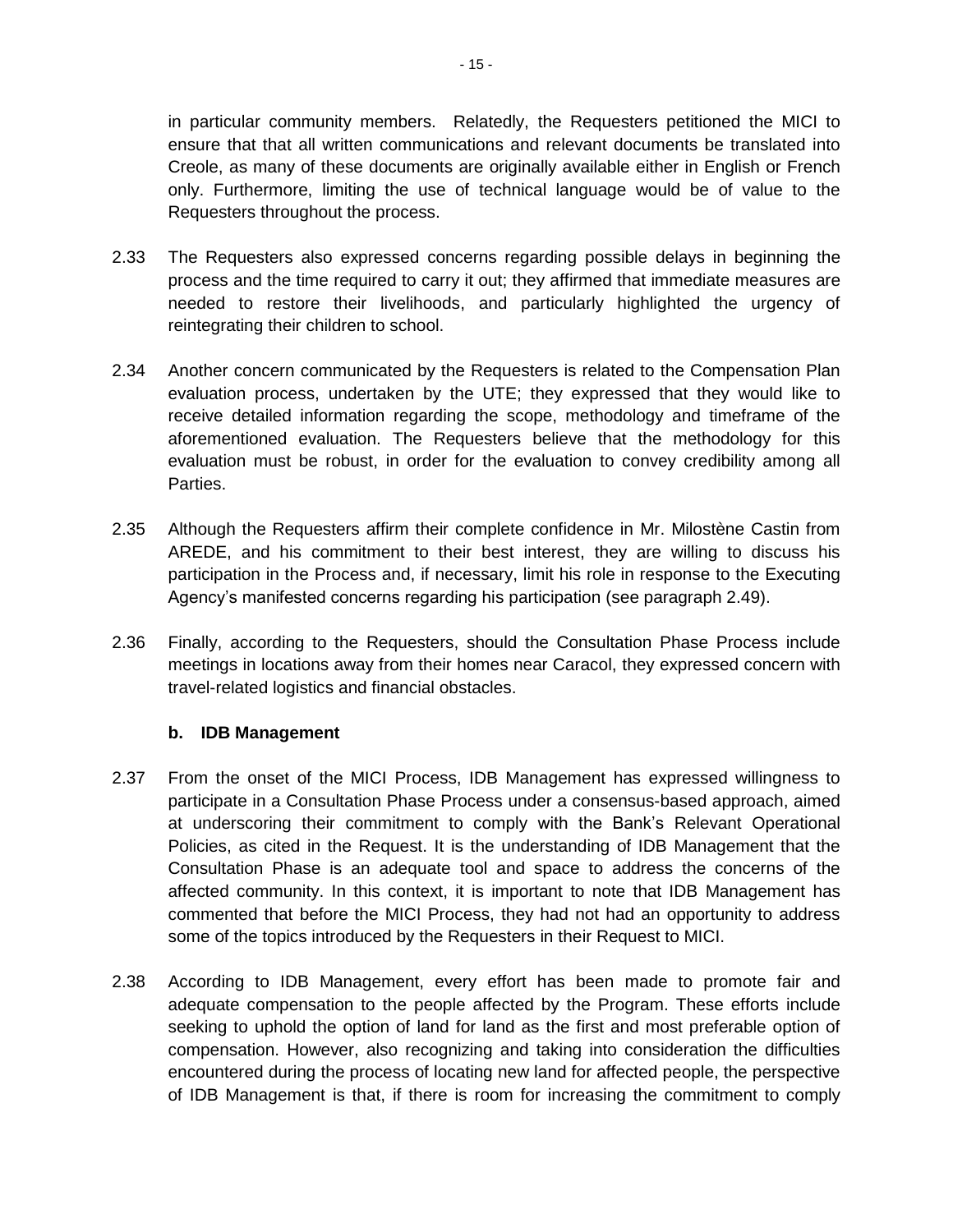in particular community members. Relatedly, the Requesters petitioned the MICI to ensure that that all written communications and relevant documents be translated into Creole, as many of these documents are originally available either in English or French only. Furthermore, limiting the use of technical language would be of value to the Requesters throughout the process.

2.33 The Requesters also expressed concerns regarding possible delays in beginning the process and the time required to carry it out; they affirmed that immediate measures are needed to restore their livelihoods, and particularly highlighted the urgency of reintegrating their children to school.

2.34 Another concern communicated by the Requesters is related to the Compensation Plan evaluation process, undertaken by the UTE; they expressed that they would like to receive detailed information regarding the scope, methodology and timeframe of the aforementioned evaluation. The Requesters believe that the methodology for this evaluation must be robust, in order for the evaluation to convey credibility among all Parties.

2.35 Although the Requesters affirm their complete confidence in Mr. Milostène Castin from AREDE, and his commitment to their best interest, they are willing to discuss his participation in the Process and, if necessary, limit his role in response to the Executing Agency's manifested concerns regarding his participation (see paragraph 2.49).

2.36 Finally, according to the Requesters, should the Consultation Phase Process include meetings in locations away from their homes near Caracol, they expressed concern with travel-related logistics and financial obstacles.

### b. IDB Management

2.37 From the onset of the MICI Process, IDB Management has expressed willingness to participate in a Consultation Phase Process under a consensus-based approach, aimed at underscoring their commitment to comply with the Bank's Relevant Operational Policies, as cited in the Request. It is the understanding of IDB Management that the Consultation Phase is an adequate tool and space to address the concerns of the affected community. In this context, it is important to note that IDB Management has commented that before the MICI Process, they had not had an opportunity to address some of the topics introduced by the Requesters in their Request to MICI.

2.38 According to IDB Management, every effort has been made to promote fair and adequate compensation to the people affected by the Program. These efforts include seeking to uphold the option of land for land as the first and most preferable option of compensation. However, also recognizing and taking into consideration the difficulties encountered during the process of locating new land for affected people, the perspective of IDB Management is that, if there is room for increasing the commitment to comply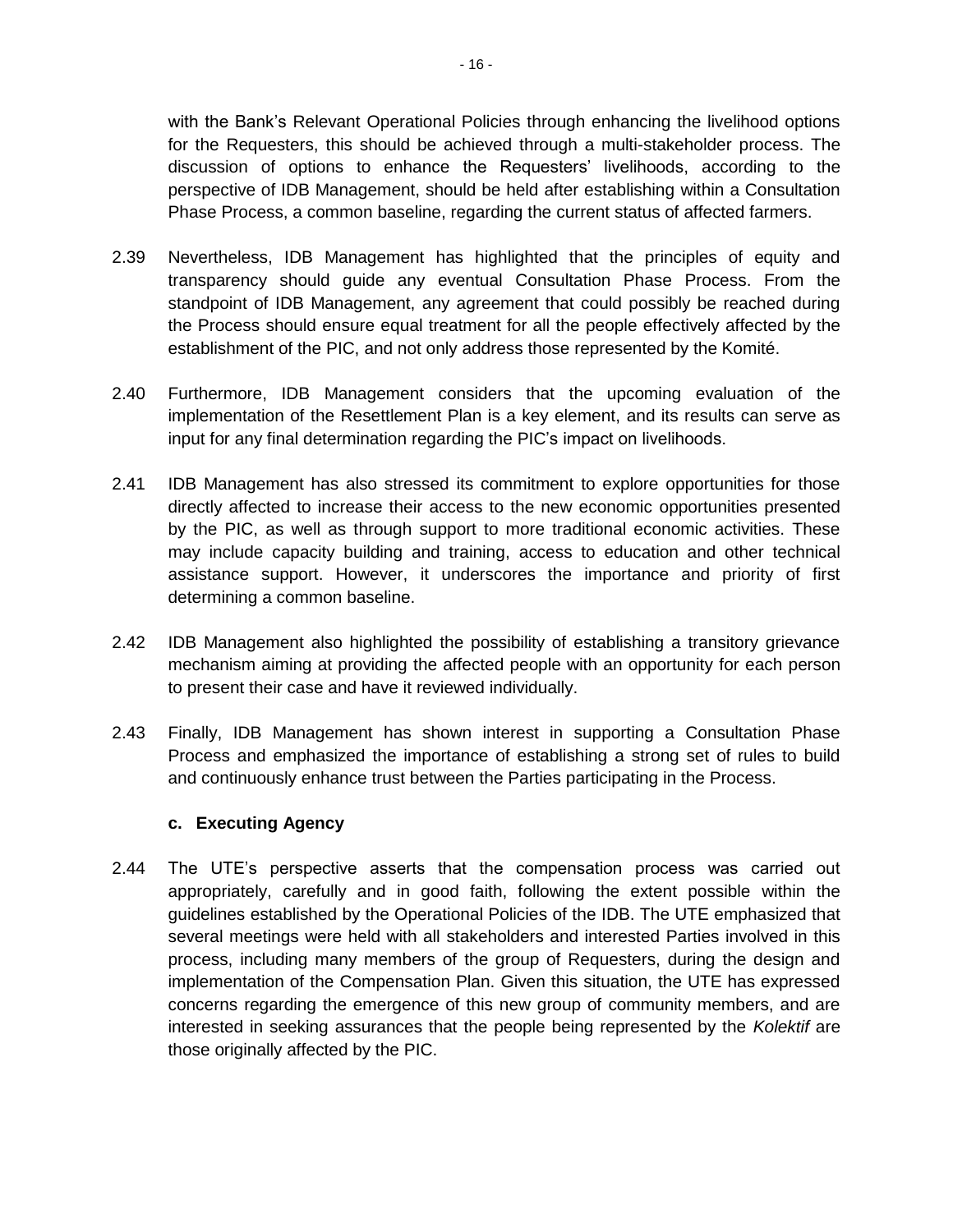with the Bank's Relevant Operational Policies through enhancing the livelihood options for the Requesters, this should be achieved through a multi-stakeholder process. The discussion of options to enhance the Requesters' livelihoods, according to the perspective of IDB Management, should be held after establishing within a Consultation Phase Process, a common baseline, regarding the current status of affected farmers.

2.39 Nevertheless, IDB Management has highlighted that the principles of equity and transparency should guide any eventual Consultation Phase Process. From the standpoint of IDB Management, any agreement that could possibly be reached during the Process should ensure equal treatment for all the people effectively affected by the establishment of the PIC, and not only address those represented by the Komité.

2.40 Furthermore, IDB Management considers that the upcoming evaluation of the implementation of the Resettlement Plan is a key element, and its results can serve as input for any final determination regarding the PIC's impact on livelihoods.

2.41 IDB Management has also stressed its commitment to explore opportunities for those directly affected to increase their access to the new economic opportunities presented by the PIC, as well as through support to more traditional economic activities. These may include capacity building and training, access to education and other technical assistance support. However, it underscores the importance and priority of first determining a common baseline.

2.42 IDB Management also highlighted the possibility of establishing a transitory grievance mechanism aiming at providing the affected people with an opportunity for each person to present their case and have it reviewed individually.

2.43 Finally, IDB Management has shown interest in supporting a Consultation Phase Process and emphasized the importance of establishing a strong set of rules to build and continuously enhance trust between the Parties participating in the Process.

### c. Executing Agency

2.44 The UTE's perspective asserts that the compensation process was carried out appropriately, carefully and in good faith, following the extent possible within the guidelines established by the Operational Policies of the IDB. The UTE emphasized that several meetings were held with all stakeholders and interested Parties involved in this process, including many members of the group of Requesters, during the design and implementation of the Compensation Plan. Given this situation, the UTE has expressed concerns regarding the emergence of this new group of community members, and are interested in seeking assurances that the people being represented by the *Kolektif* are those originally affected by the PIC.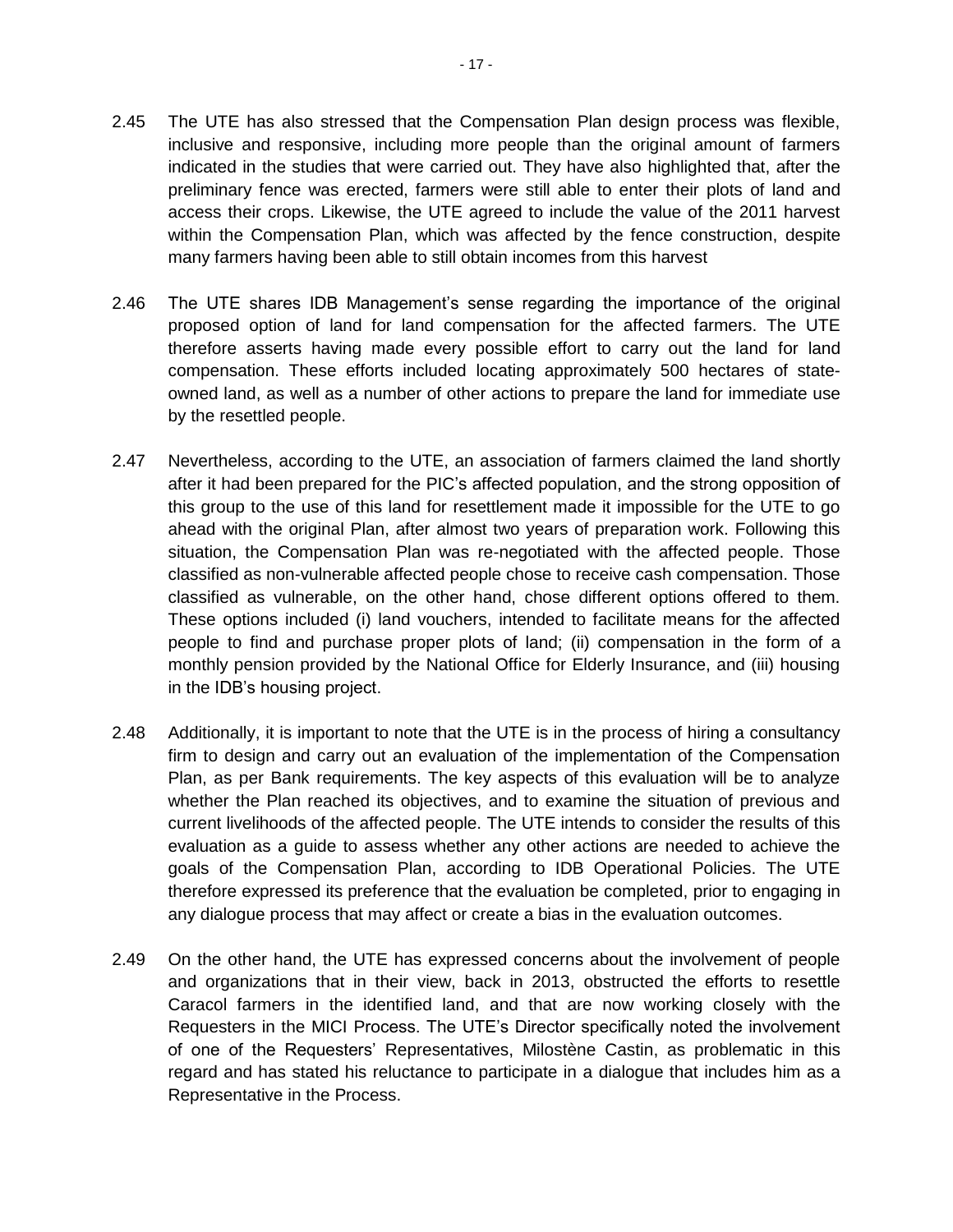2.45 The UTE has also stressed that the Compensation Plan design process was flexible, inclusive and responsive, including more people than the original amount of farmers indicated in the studies that were carried out. They have also highlighted that, after the preliminary fence was erected, farmers were still able to enter their plots of land and access their crops. Likewise, the UTE agreed to include the value of the 2011 harvest within the Compensation Plan, which was affected by the fence construction, despite many farmers having been able to still obtain incomes from this harvest

2.46 The UTE shares IDB Management's sense regarding the importance of the original proposed option of land for land compensation for the affected farmers. The UTE therefore asserts having made every possible effort to carry out the land for land compensation. These efforts included locating approximately 500 hectares of state-owned land, as well as a number of other actions to prepare the land for immediate use by the resettled people.

2.47 Nevertheless, according to the UTE, an association of farmers claimed the land shortly after it had been prepared for the PIC's affected population, and the strong opposition of this group to the use of this land for resettlement made it impossible for the UTE to go ahead with the original Plan, after almost two years of preparation work. Following this situation, the Compensation Plan was re-negotiated with the affected people. Those classified as non-vulnerable affected people chose to receive cash compensation. Those classified as vulnerable, on the other hand, chose different options offered to them. These options included (i) land vouchers, intended to facilitate means for the affected people to find and purchase proper plots of land; (ii) compensation in the form of a monthly pension provided by the National Office for Elderly Insurance, and (iii) housing in the IDB's housing project.

2.48 Additionally, it is important to note that the UTE is in the process of hiring a consultancy firm to design and carry out an evaluation of the implementation of the Compensation Plan, as per Bank requirements. The key aspects of this evaluation will be to analyze whether the Plan reached its objectives, and to examine the situation of previous and current livelihoods of the affected people. The UTE intends to consider the results of this evaluation as a guide to assess whether any other actions are needed to achieve the goals of the Compensation Plan, according to IDB Operational Policies. The UTE therefore expressed its preference that the evaluation be completed, prior to engaging in any dialogue process that may affect or create a bias in the evaluation outcomes.

2.49 On the other hand, the UTE has expressed concerns about the involvement of people and organizations that in their view, back in 2013, obstructed the efforts to resettle Caracol farmers in the identified land, and that are now working closely with the Requesters in the MICI Process. The UTE's Director specifically noted the involvement of one of the Requesters' Representatives, Milostène Castin, as problematic in this regard and has stated his reluctance to participate in a dialogue that includes him as a Representative in the Process.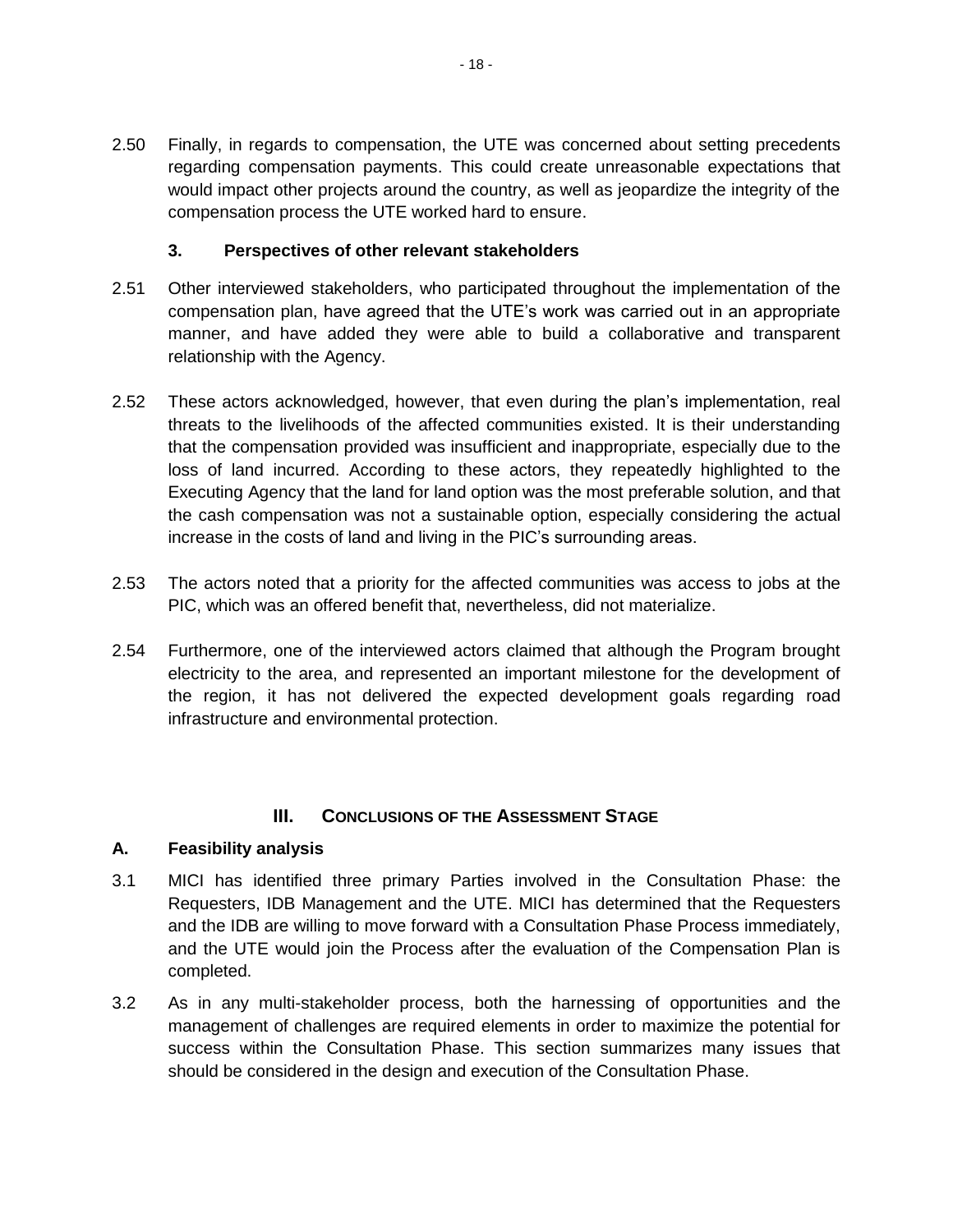2.50 Finally, in regards to compensation, the UTE was concerned about setting precedents regarding compensation payments. This could create unreasonable expectations that would impact other projects around the country, as well as jeopardize the integrity of the compensation process the UTE worked hard to ensure.

### 3. Perspectives of other relevant stakeholders

2.51 Other interviewed stakeholders, who participated throughout the implementation of the compensation plan, have agreed that the UTE's work was carried out in an appropriate manner, and have added they were able to build a collaborative and transparent relationship with the Agency.

2.52 These actors acknowledged, however, that even during the plan's implementation, real threats to the livelihoods of the affected communities existed. It is their understanding that the compensation provided was insufficient and inappropriate, especially due to the loss of land incurred. According to these actors, they repeatedly highlighted to the Executing Agency that the land for land option was the most preferable solution, and that the cash compensation was not a sustainable option, especially considering the actual increase in the costs of land and living in the PIC's surrounding areas.

2.53 The actors noted that a priority for the affected communities was access to jobs at the PIC, which was an offered benefit that, nevertheless, did not materialize.

2.54 Furthermore, one of the interviewed actors claimed that although the Program brought electricity to the area, and represented an important milestone for the development of the region, it has not delivered the expected development goals regarding road infrastructure and environmental protection.

## III. CONCLUSIONS OF THE ASSESSMENT STAGE

### A. Feasibility analysis

3.1 MICI has identified three primary Parties involved in the Consultation Phase: the Requesters, IDB Management and the UTE. MICI has determined that the Requesters and the IDB are willing to move forward with a Consultation Phase Process immediately, and the UTE would join the Process after the evaluation of the Compensation Plan is completed.

3.2 As in any multi-stakeholder process, both the harnessing of opportunities and the management of challenges are required elements in order to maximize the potential for success within the Consultation Phase. This section summarizes many issues that should be considered in the design and execution of the Consultation Phase.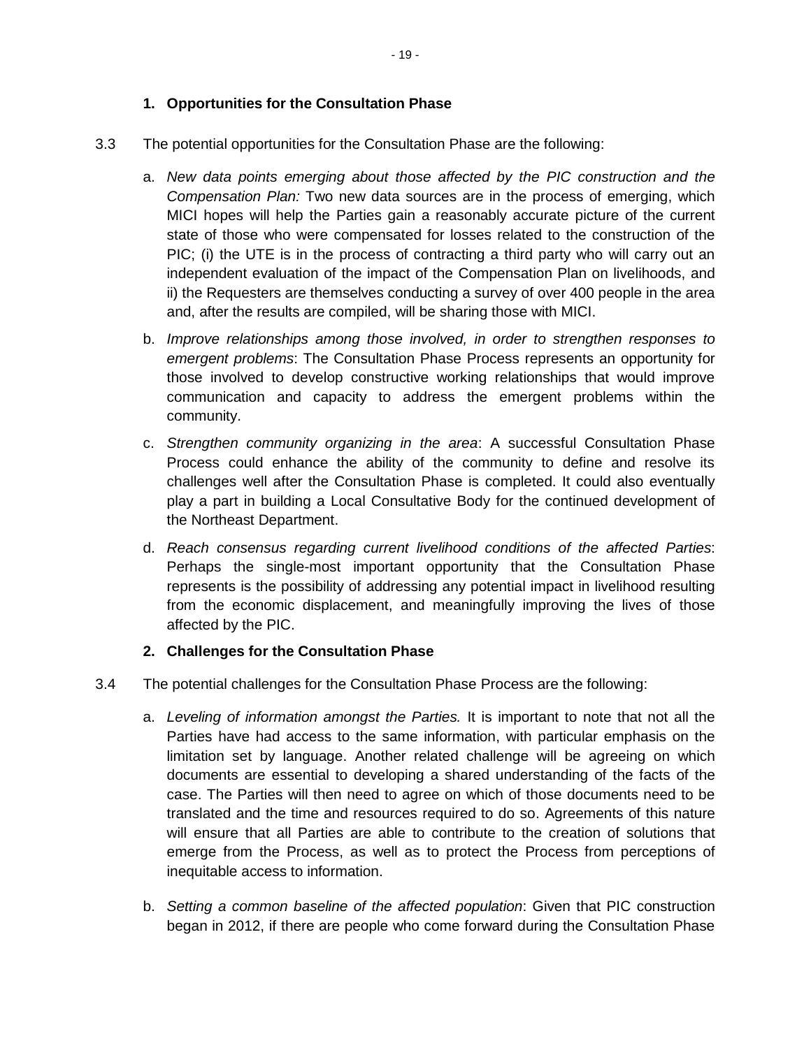### 1. Opportunities for the Consultation Phase

3.3 The potential opportunities for the Consultation Phase are the following:

a. *New data points emerging about those affected by the PIC construction and the Compensation Plan:* Two new data sources are in the process of emerging, which MICI hopes will help the Parties gain a reasonably accurate picture of the current state of those who were compensated for losses related to the construction of the PIC; (i) the UTE is in the process of contracting a third party who will carry out an independent evaluation of the impact of the Compensation Plan on livelihoods, and ii) the Requesters are themselves conducting a survey of over 400 people in the area and, after the results are compiled, will be sharing those with MICI.

b. *Improve relationships among those involved, in order to strengthen responses to emergent problems*: The Consultation Phase Process represents an opportunity for those involved to develop constructive working relationships that would improve communication and capacity to address the emergent problems within the community.

c. *Strengthen community organizing in the area*: A successful Consultation Phase Process could enhance the ability of the community to define and resolve its challenges well after the Consultation Phase is completed. It could also eventually play a part in building a Local Consultative Body for the continued development of the Northeast Department.

d. *Reach consensus regarding current livelihood conditions of the affected Parties*: Perhaps the single-most important opportunity that the Consultation Phase represents is the possibility of addressing any potential impact in livelihood resulting from the economic displacement, and meaningfully improving the lives of those affected by the PIC.

### 2. Challenges for the Consultation Phase

3.4 The potential challenges for the Consultation Phase Process are the following:

a. *Leveling of information amongst the Parties.* It is important to note that not all the Parties have had access to the same information, with particular emphasis on the limitation set by language. Another related challenge will be agreeing on which documents are essential to developing a shared understanding of the facts of the case. The Parties will then need to agree on which of those documents need to be translated and the time and resources required to do so. Agreements of this nature will ensure that all Parties are able to contribute to the creation of solutions that emerge from the Process, as well as to protect the Process from perceptions of inequitable access to information.

b. *Setting a common baseline of the affected population*: Given that PIC construction began in 2012, if there are people who come forward during the Consultation Phase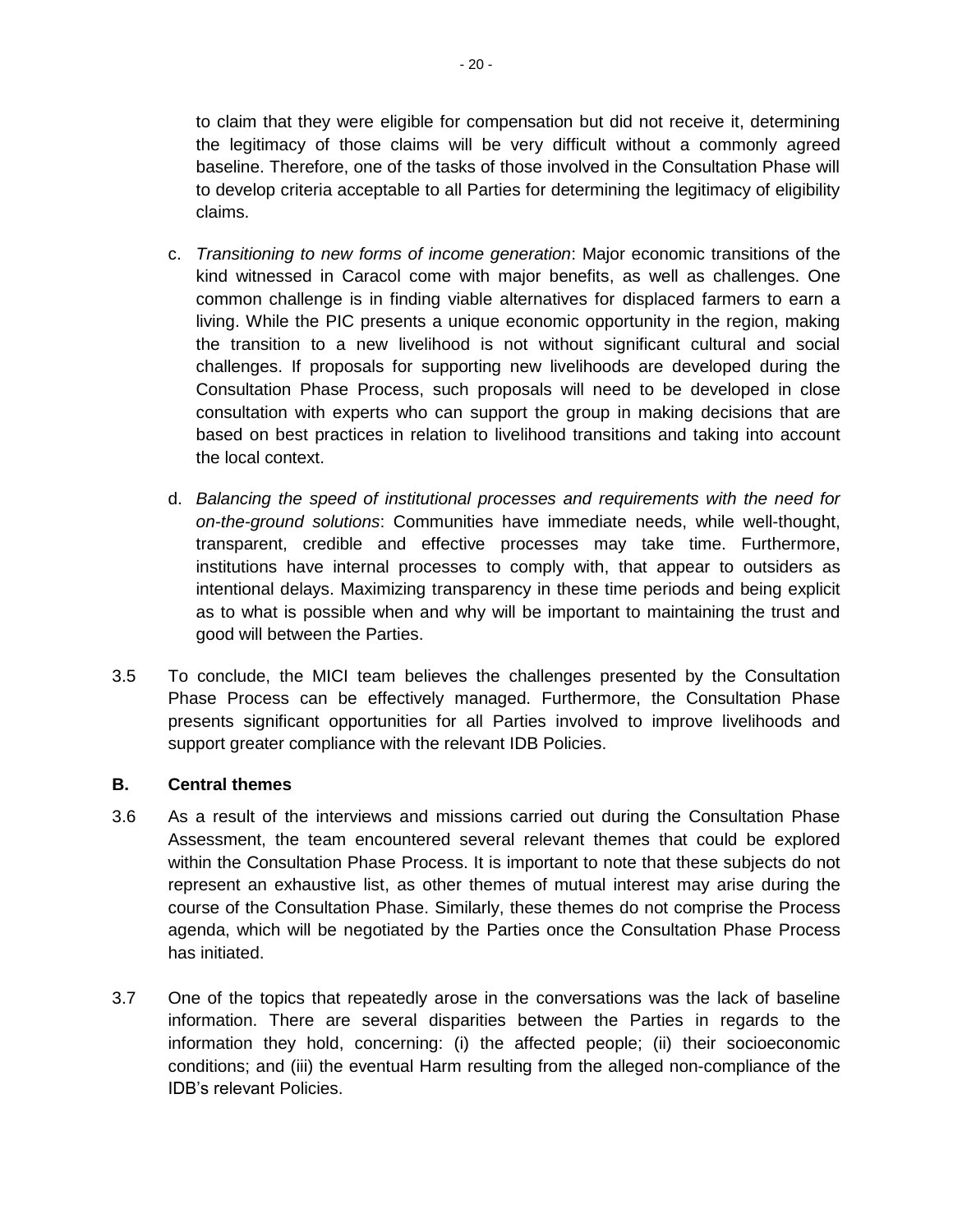to claim that they were eligible for compensation but did not receive it, determining the legitimacy of those claims will be very difficult without a commonly agreed baseline. Therefore, one of the tasks of those involved in the Consultation Phase will to develop criteria acceptable to all Parties for determining the legitimacy of eligibility claims.

c. *Transitioning to new forms of income generation*: Major economic transitions of the kind witnessed in Caracol come with major benefits, as well as challenges. One common challenge is in finding viable alternatives for displaced farmers to earn a living. While the PIC presents a unique economic opportunity in the region, making the transition to a new livelihood is not without significant cultural and social challenges. If proposals for supporting new livelihoods are developed during the Consultation Phase Process, such proposals will need to be developed in close consultation with experts who can support the group in making decisions that are based on best practices in relation to livelihood transitions and taking into account the local context.

d. *Balancing the speed of institutional processes and requirements with the need for on-the-ground solutions*: Communities have immediate needs, while well-thought, transparent, credible and effective processes may take time. Furthermore, institutions have internal processes to comply with, that appear to outsiders as intentional delays. Maximizing transparency in these time periods and being explicit as to what is possible when and why will be important to maintaining the trust and good will between the Parties.

3.5 To conclude, the MICI team believes the challenges presented by the Consultation Phase Process can be effectively managed. Furthermore, the Consultation Phase presents significant opportunities for all Parties involved to improve livelihoods and support greater compliance with the relevant IDB Policies.

## B. Central themes

3.6 As a result of the interviews and missions carried out during the Consultation Phase Assessment, the team encountered several relevant themes that could be explored within the Consultation Phase Process. It is important to note that these subjects do not represent an exhaustive list, as other themes of mutual interest may arise during the course of the Consultation Phase. Similarly, these themes do not comprise the Process agenda, which will be negotiated by the Parties once the Consultation Phase Process has initiated.

3.7 One of the topics that repeatedly arose in the conversations was the lack of baseline information. There are several disparities between the Parties in regards to the information they hold, concerning: (i) the affected people; (ii) their socioeconomic conditions; and (iii) the eventual Harm resulting from the alleged non-compliance of the IDB's relevant Policies.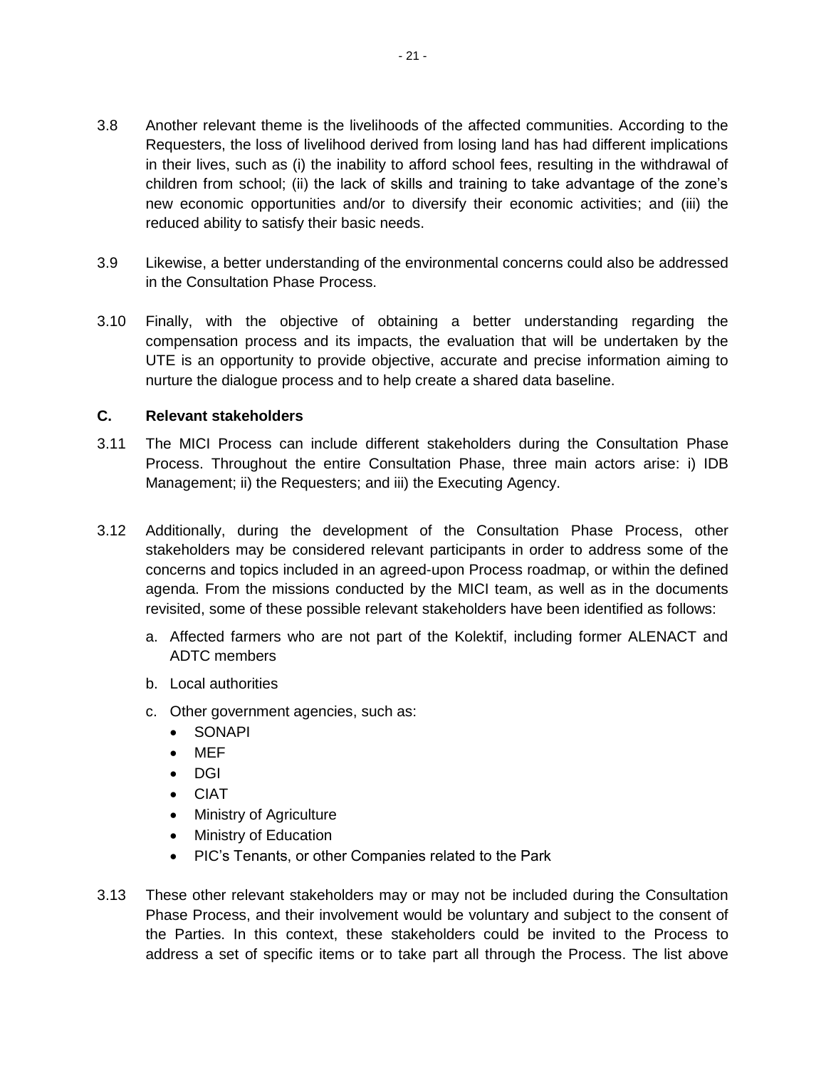3.8 Another relevant theme is the livelihoods of the affected communities. According to the Requesters, the loss of livelihood derived from losing land has had different implications in their lives, such as (i) the inability to afford school fees, resulting in the withdrawal of children from school; (ii) the lack of skills and training to take advantage of the zone's new economic opportunities and/or to diversify their economic activities; and (iii) the reduced ability to satisfy their basic needs.

3.9 Likewise, a better understanding of the environmental concerns could also be addressed in the Consultation Phase Process.

3.10 Finally, with the objective of obtaining a better understanding regarding the compensation process and its impacts, the evaluation that will be undertaken by the UTE is an opportunity to provide objective, accurate and precise information aiming to nurture the dialogue process and to help create a shared data baseline.

### C. Relevant stakeholders

3.11 The MICI Process can include different stakeholders during the Consultation Phase Process. Throughout the entire Consultation Phase, three main actors arise: i) IDB Management; ii) the Requesters; and iii) the Executing Agency.

3.12 Additionally, during the development of the Consultation Phase Process, other stakeholders may be considered relevant participants in order to address some of the concerns and topics included in an agreed-upon Process roadmap, or within the defined agenda. From the missions conducted by the MICI team, as well as in the documents revisited, some of these possible relevant stakeholders have been identified as follows:

a. Affected farmers who are not part of the Kolektif, including former ALENACT and ADTC members

b. Local authorities

c. Other government agencies, such as:
   - SONAPI
   - MEF
   - DGI
   - CIAT
   - Ministry of Agriculture
   - Ministry of Education
   - PIC's Tenants, or other Companies related to the Park

3.13 These other relevant stakeholders may or may not be included during the Consultation Phase Process, and their involvement would be voluntary and subject to the consent of the Parties. In this context, these stakeholders could be invited to the Process to address a set of specific items or to take part all through the Process. The list above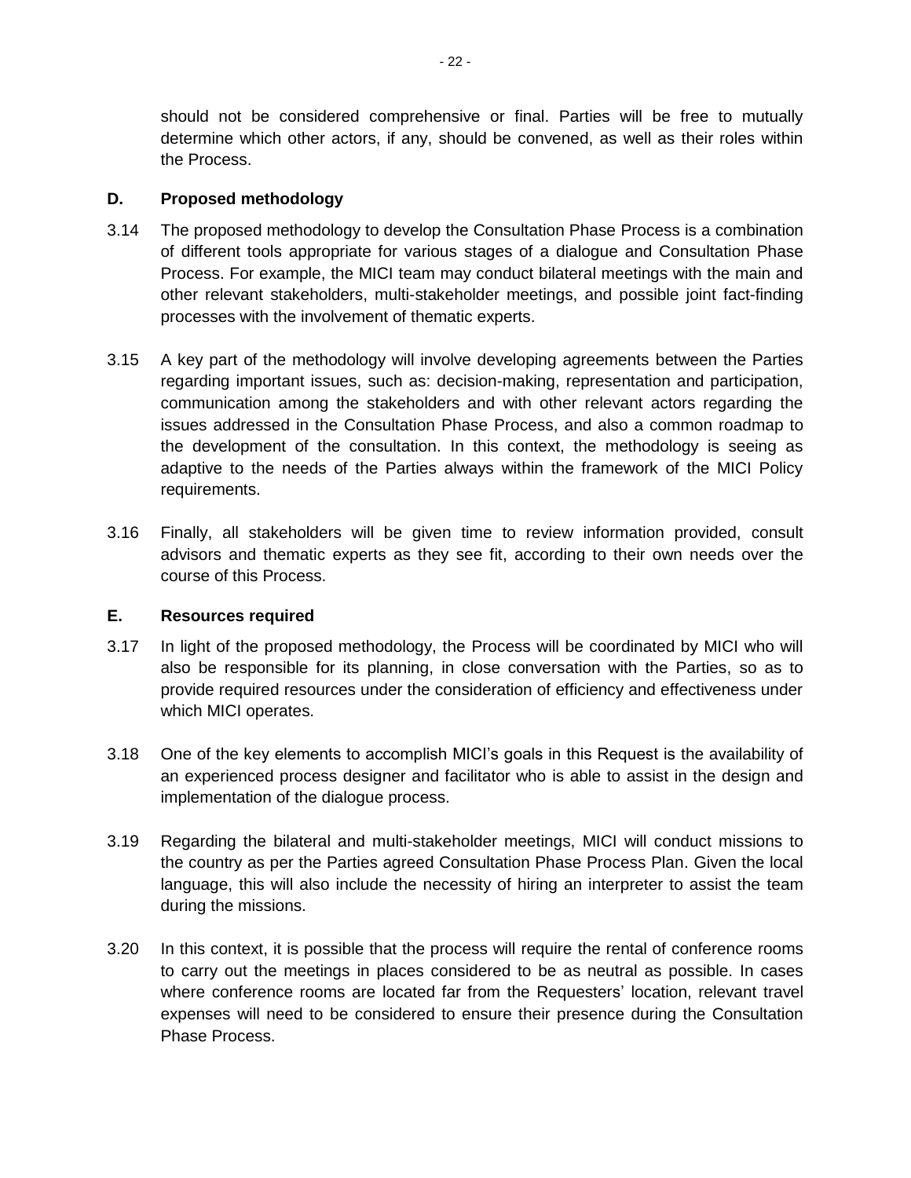should not be considered comprehensive or final. Parties will be free to mutually determine which other actors, if any, should be convened, as well as their roles within the Process.

**D. Proposed methodology**

3.14 The proposed methodology to develop the Consultation Phase Process is a combination of different tools appropriate for various stages of a dialogue and Consultation Phase Process. For example, the MICI team may conduct bilateral meetings with the main and other relevant stakeholders, multi-stakeholder meetings, and possible joint fact-finding processes with the involvement of thematic experts.

3.15 A key part of the methodology will involve developing agreements between the Parties regarding important issues, such as: decision-making, representation and participation, communication among the stakeholders and with other relevant actors regarding the issues addressed in the Consultation Phase Process, and also a common roadmap to the development of the consultation. In this context, the methodology is seeing as adaptive to the needs of the Parties always within the framework of the MICI Policy requirements.

3.16 Finally, all stakeholders will be given time to review information provided, consult advisors and thematic experts as they see fit, according to their own needs over the course of this Process.

**E. Resources required**

3.17 In light of the proposed methodology, the Process will be coordinated by MICI who will also be responsible for its planning, in close conversation with the Parties, so as to provide required resources under the consideration of efficiency and effectiveness under which MICI operates.

3.18 One of the key elements to accomplish MICI's goals in this Request is the availability of an experienced process designer and facilitator who is able to assist in the design and implementation of the dialogue process.

3.19 Regarding the bilateral and multi-stakeholder meetings, MICI will conduct missions to the country as per the Parties agreed Consultation Phase Process Plan. Given the local language, this will also include the necessity of hiring an interpreter to assist the team during the missions.

3.20 In this context, it is possible that the process will require the rental of conference rooms to carry out the meetings in places considered to be as neutral as possible. In cases where conference rooms are located far from the Requesters' location, relevant travel expenses will need to be considered to ensure their presence during the Consultation Phase Process.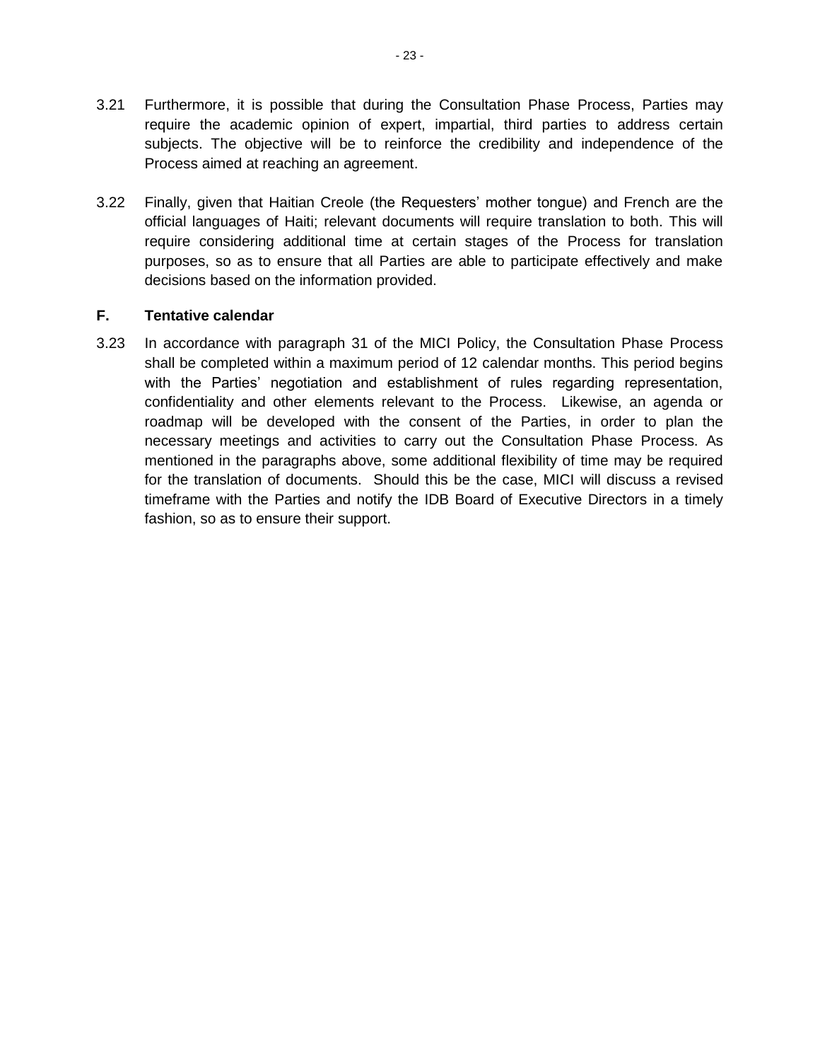3.21 Furthermore, it is possible that during the Consultation Phase Process, Parties may require the academic opinion of expert, impartial, third parties to address certain subjects. The objective will be to reinforce the credibility and independence of the Process aimed at reaching an agreement.

3.22 Finally, given that Haitian Creole (the Requesters' mother tongue) and French are the official languages of Haiti; relevant documents will require translation to both. This will require considering additional time at certain stages of the Process for translation purposes, so as to ensure that all Parties are able to participate effectively and make decisions based on the information provided.

### F. Tentative calendar

3.23 In accordance with paragraph 31 of the MICI Policy, the Consultation Phase Process shall be completed within a maximum period of 12 calendar months. This period begins with the Parties' negotiation and establishment of rules regarding representation, confidentiality and other elements relevant to the Process. Likewise, an agenda or roadmap will be developed with the consent of the Parties, in order to plan the necessary meetings and activities to carry out the Consultation Phase Process. As mentioned in the paragraphs above, some additional flexibility of time may be required for the translation of documents. Should this be the case, MICI will discuss a revised timeframe with the Parties and notify the IDB Board of Executive Directors in a timely fashion, so as to ensure their support.